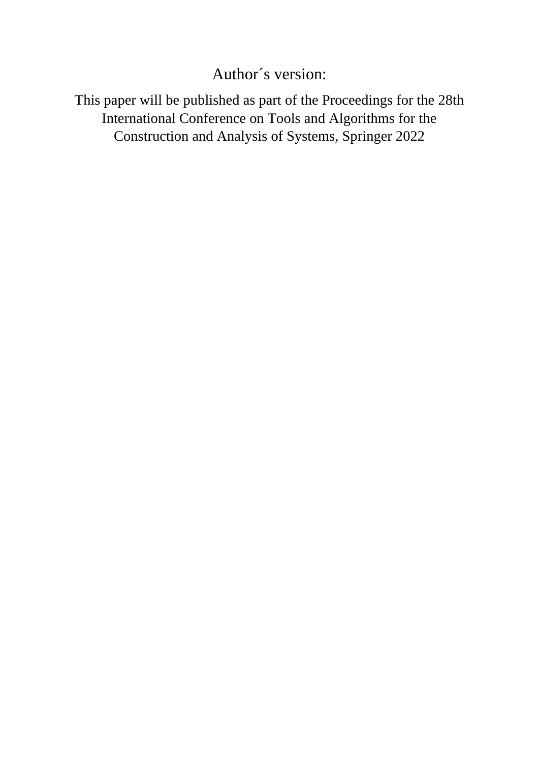Author´s version:

This paper will be published as part of the Proceedings for the 28th International Conference on Tools and Algorithms for the Construction and Analysis of Systems, Springer 2022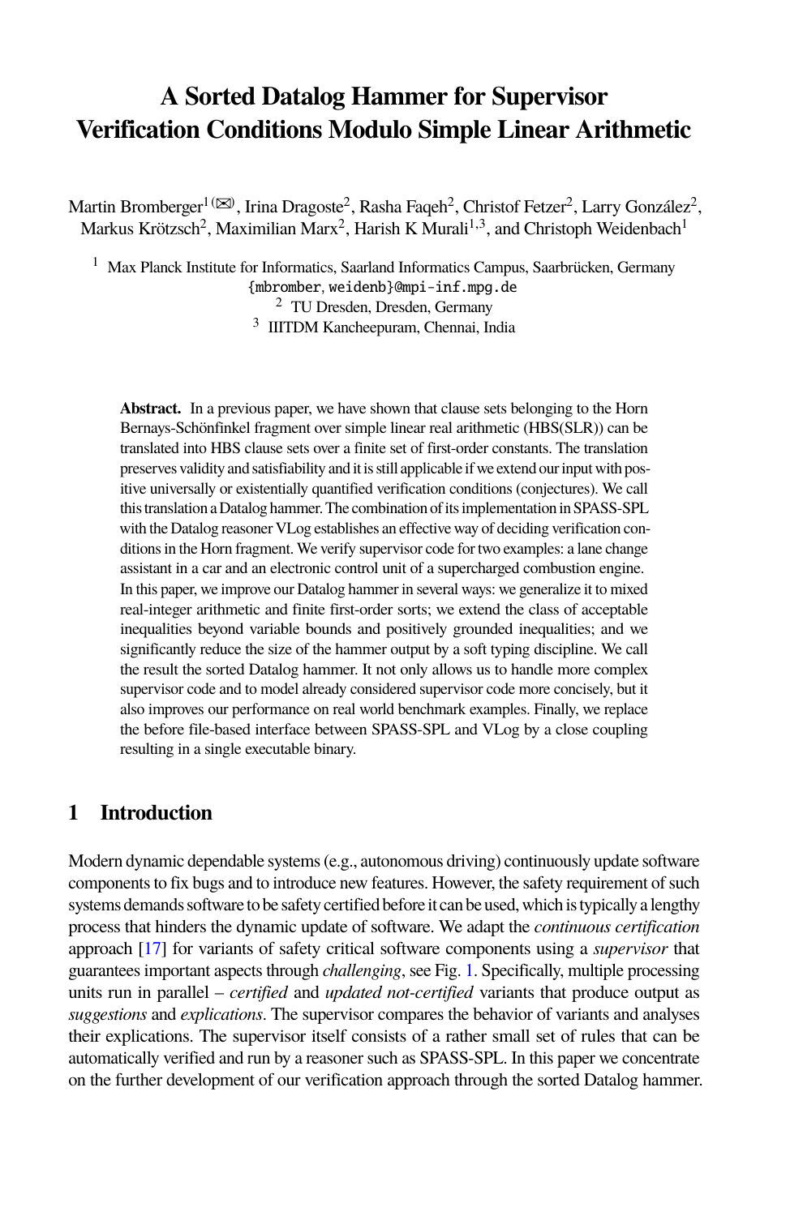# A Sorted Datalog Hammer for Supervisor Verification Conditions Modulo Simple Linear Arithmetic

Martin Bromberger[1 (✉)], Irina Dragoste[2], Rasha Faqeh[2], Christof Fetzer[2], Larry González[2], Markus Krötzsch[2], Maximilian Marx[2], Harish K Murali[1,3], and Christoph Weidenbach[1]

[1] Max Planck Institute for Informatics, Saarland Informatics Campus, Saarbrücken, Germany
{mbromber, weidenb}@mpi-inf.mpg.de
[2] TU Dresden, Dresden, Germany
[3] IIITDM Kancheepuram, Chennai, India

**Abstract.** In a previous paper, we have shown that clause sets belonging to the Horn Bernays-Schönfinkel fragment over simple linear real arithmetic (HBS(SLR)) can be translated into HBS clause sets over a finite set of first-order constants. The translation preserves validity and satisfiability and it is still applicable if we extend our input with positive universally or existentially quantified verification conditions (conjectures). We call this translation a Datalog hammer. The combination of its implementation in SPASS-SPL with the Datalog reasoner VLog establishes an effective way of deciding verification conditions in the Horn fragment. We verify supervisor code for two examples: a lane change assistant in a car and an electronic control unit of a supercharged combustion engine.
In this paper, we improve our Datalog hammer in several ways: we generalize it to mixed real-integer arithmetic and finite first-order sorts; we extend the class of acceptable inequalities beyond variable bounds and positively grounded inequalities; and we significantly reduce the size of the hammer output by a soft typing discipline. We call the result the sorted Datalog hammer. It not only allows us to handle more complex supervisor code and to model already considered supervisor code more concisely, but it also improves our performance on real world benchmark examples. Finally, we replace the before file-based interface between SPASS-SPL and VLog by a close coupling resulting in a single executable binary.

## 1 Introduction

Modern dynamic dependable systems (e.g., autonomous driving) continuously update software components to fix bugs and to introduce new features. However, the safety requirement of such systems demands software to be safety certified before it can be used, which is typically a lengthy process that hinders the dynamic update of software. We adapt the *continuous certification* approach [17] for variants of safety critical software components using a *supervisor* that guarantees important aspects through *challenging*, see Fig. 1. Specifically, multiple processing units run in parallel – *certified* and *updated not-certified* variants that produce output as *suggestions* and *explications*. The supervisor compares the behavior of variants and analyses their explications. The supervisor itself consists of a rather small set of rules that can be automatically verified and run by a reasoner such as SPASS-SPL. In this paper we concentrate on the further development of our verification approach through the sorted Datalog hammer.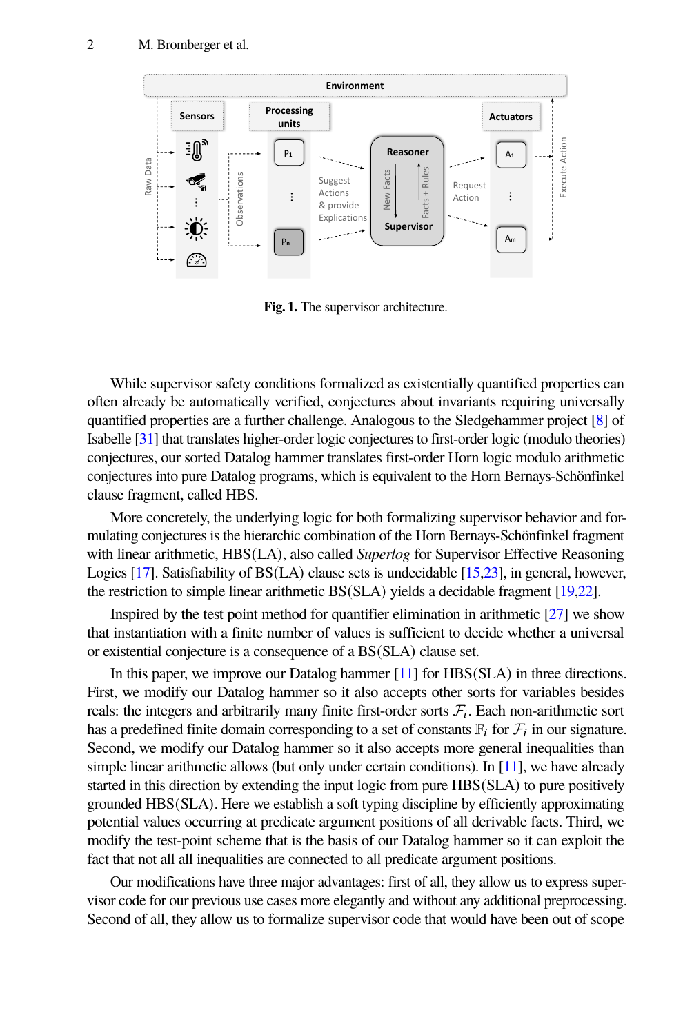**Fig. 1.** The supervisor architecture.

While supervisor safety conditions formalized as existentially quantified properties can often already be automatically verified, conjectures about invariants requiring universally quantified properties are a further challenge. Analogous to the Sledgehammer project [8] of Isabelle [31] that translates higher-order logic conjectures to first-order logic (modulo theories) conjectures, our sorted Datalog hammer translates first-order Horn logic modulo arithmetic conjectures into pure Datalog programs, which is equivalent to the Horn Bernays-Schönfinkel clause fragment, called HBS.

More concretely, the underlying logic for both formalizing supervisor behavior and formulating conjectures is the hierarchic combination of the Horn Bernays-Schönfinkel fragment with linear arithmetic, HBS(LA), also called *Superlog* for Supervisor Effective Reasoning Logics [17]. Satisfiability of BS(LA) clause sets is undecidable [15,23], in general, however, the restriction to simple linear arithmetic BS(SLA) yields a decidable fragment [19,22].

Inspired by the test point method for quantifier elimination in arithmetic [27] we show that instantiation with a finite number of values is sufficient to decide whether a universal or existential conjecture is a consequence of a BS(SLA) clause set.

In this paper, we improve our Datalog hammer [11] for HBS(SLA) in three directions. First, we modify our Datalog hammer so it also accepts other sorts for variables besides reals: the integers and arbitrarily many finite first-order sorts $\mathcal{F}_i$. Each non-arithmetic sort has a predefined finite domain corresponding to a set of constants $\mathbb{F}_i$ for $\mathcal{F}_i$ in our signature. Second, we modify our Datalog hammer so it also accepts more general inequalities than simple linear arithmetic allows (but only under certain conditions). In [11], we have already started in this direction by extending the input logic from pure HBS(SLA) to pure positively grounded HBS(SLA). Here we establish a soft typing discipline by efficiently approximating potential values occurring at predicate argument positions of all derivable facts. Third, we modify the test-point scheme that is the basis of our Datalog hammer so it can exploit the fact that not all all inequalities are connected to all predicate argument positions.

Our modifications have three major advantages: first of all, they allow us to express supervisor code for our previous use cases more elegantly and without any additional preprocessing. Second of all, they allow us to formalize supervisor code that would have been out of scope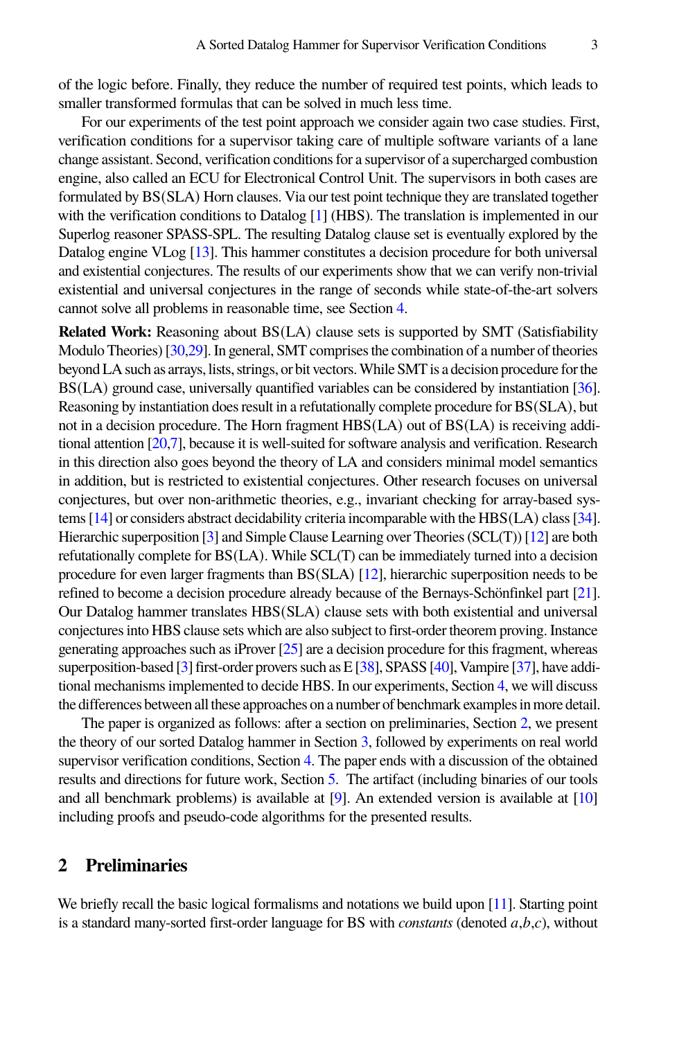of the logic before. Finally, they reduce the number of required test points, which leads to smaller transformed formulas that can be solved in much less time.

For our experiments of the test point approach we consider again two case studies. First, verification conditions for a supervisor taking care of multiple software variants of a lane change assistant. Second, verification conditions for a supervisor of a supercharged combustion engine, also called an ECU for Electronical Control Unit. The supervisors in both cases are formulated by BS(SLA) Horn clauses. Via our test point technique they are translated together with the verification conditions to Datalog [1] (HBS). The translation is implemented in our Superlog reasoner SPASS-SPL. The resulting Datalog clause set is eventually explored by the Datalog engine VLog [13]. This hammer constitutes a decision procedure for both universal and existential conjectures. The results of our experiments show that we can verify non-trivial existential and universal conjectures in the range of seconds while state-of-the-art solvers cannot solve all problems in reasonable time, see Section 4.

**Related Work:** Reasoning about BS(LA) clause sets is supported by SMT (Satisfiability Modulo Theories) [30,29]. In general, SMT comprises the combination of a number of theories beyond LA such as arrays, lists, strings, or bit vectors. While SMT is a decision procedure for the BS(LA) ground case, universally quantified variables can be considered by instantiation [36]. Reasoning by instantiation does result in a refutationally complete procedure for BS(SLA), but not in a decision procedure. The Horn fragment HBS(LA) out of BS(LA) is receiving additional attention [20,7], because it is well-suited for software analysis and verification. Research in this direction also goes beyond the theory of LA and considers minimal model semantics in addition, but is restricted to existential conjectures. Other research focuses on universal conjectures, but over non-arithmetic theories, e.g., invariant checking for array-based systems [14] or considers abstract decidability criteria incomparable with the HBS(LA) class [34]. Hierarchic superposition [3] and Simple Clause Learning over Theories (SCL(T)) [12] are both refutationally complete for BS(LA). While SCL(T) can be immediately turned into a decision procedure for even larger fragments than BS(SLA) [12], hierarchic superposition needs to be refined to become a decision procedure already because of the Bernays-Schönfinkel part [21]. Our Datalog hammer translates HBS(SLA) clause sets with both existential and universal conjectures into HBS clause sets which are also subject to first-order theorem proving. Instance generating approaches such as iProver [25] are a decision procedure for this fragment, whereas superposition-based [3] first-order provers such as E [38], SPASS [40], Vampire [37], have additional mechanisms implemented to decide HBS. In our experiments, Section 4, we will discuss the differences between all these approaches on a number of benchmark examples in more detail.

The paper is organized as follows: after a section on preliminaries, Section 2, we present the theory of our sorted Datalog hammer in Section 3, followed by experiments on real world supervisor verification conditions, Section 4. The paper ends with a discussion of the obtained results and directions for future work, Section 5. The artifact (including binaries of our tools and all benchmark problems) is available at [9]. An extended version is available at [10] including proofs and pseudo-code algorithms for the presented results.

## 2 Preliminaries

We briefly recall the basic logical formalisms and notations we build upon [11]. Starting point is a standard many-sorted first-order language for BS with *constants* (denoted $a$,$b$,$c$), without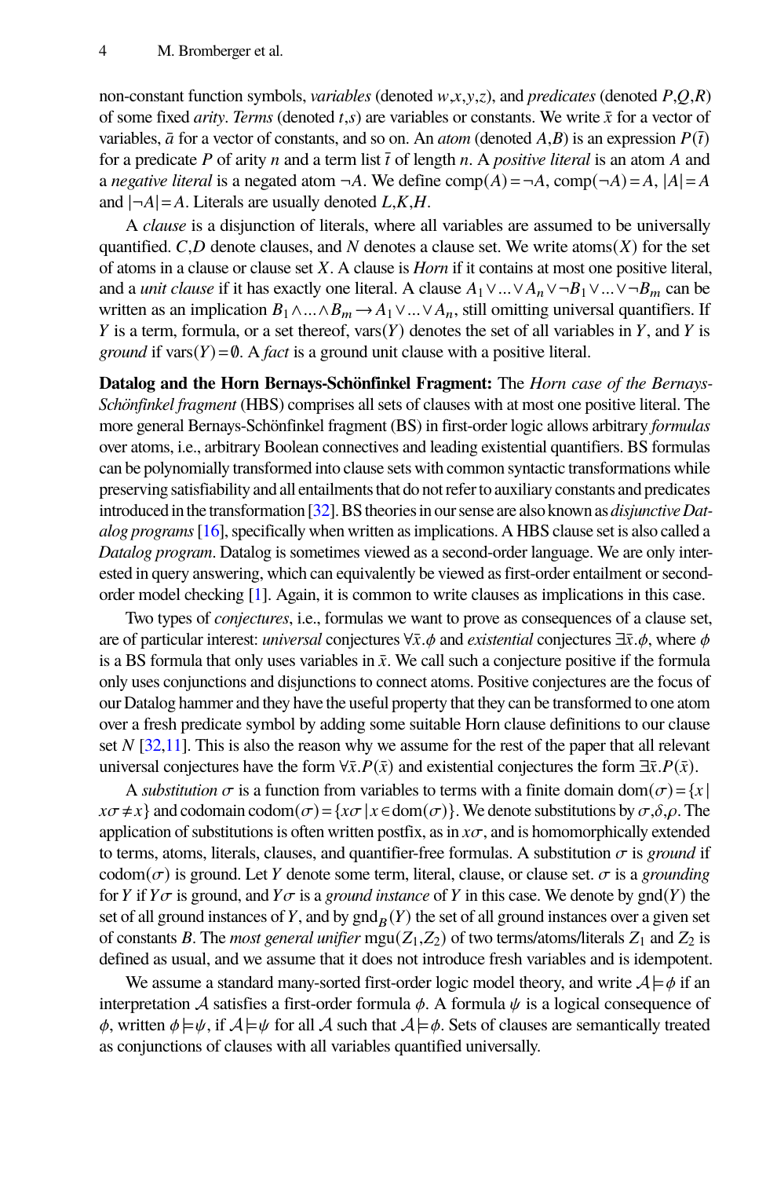non-constant function symbols, *variables* (denoted $w,x,y,z$), and *predicates* (denoted $P,Q,R$) of some fixed *arity*. *Terms* (denoted $t,s$) are variables or constants. We write $\bar{x}$ for a vector of variables, $\bar{a}$ for a vector of constants, and so on. An *atom* (denoted $A,B$) is an expression $P(\bar{t})$ for a predicate $P$ of arity $n$ and a term list $\bar{t}$ of length $n$. A *positive literal* is an atom $A$ and a *negative literal* is a negated atom $\neg A$. We define $\text{comp}(A) = \neg A$, $\text{comp}(\neg A) = A$, $|A| = A$ and $|\neg A| = A$. Literals are usually denoted $L,K,H$.

A *clause* is a disjunction of literals, where all variables are assumed to be universally quantified. $C,D$ denote clauses, and $N$ denotes a clause set. We write $\text{atoms}(X)$ for the set of atoms in a clause or clause set $X$. A clause is *Horn* if it contains at most one positive literal, and a *unit clause* if it has exactly one literal. A clause $A_1 \vee \ldots \vee A_n \vee \neg B_1 \vee \ldots \vee \neg B_m$ can be written as an implication $B_1 \wedge \ldots \wedge B_m \rightarrow A_1 \vee \ldots \vee A_n$, still omitting universal quantifiers. If $Y$ is a term, formula, or a set thereof, $\text{vars}(Y)$ denotes the set of all variables in $Y$, and $Y$ is *ground* if $\text{vars}(Y) = \emptyset$. A *fact* is a ground unit clause with a positive literal.

**Datalog and the Horn Bernays-Schönfinkel Fragment:** The *Horn case of the Bernays-Schönfinkel fragment* (HBS) comprises all sets of clauses with at most one positive literal. The more general Bernays-Schönfinkel fragment (BS) in first-order logic allows arbitrary *formulas* over atoms, i.e., arbitrary Boolean connectives and leading existential quantifiers. BS formulas can be polynomially transformed into clause sets with common syntactic transformations while preserving satisfiability and all entailments that do not refer to auxiliary constants and predicates introduced in the transformation [32]. BS theories in our sense are also known as *disjunctive Datalog programs* [16], specifically when written as implications. A HBS clause set is also called a *Datalog program*. Datalog is sometimes viewed as a second-order language. We are only interested in query answering, which can equivalently be viewed as first-order entailment or second-order model checking [1]. Again, it is common to write clauses as implications in this case.

Two types of *conjectures*, i.e., formulas we want to prove as consequences of a clause set, are of particular interest: *universal* conjectures $\forall \bar{x}.\phi$ and *existential* conjectures $\exists \bar{x}.\phi$, where $\phi$ is a BS formula that only uses variables in $\bar{x}$. We call such a conjecture positive if the formula only uses conjunctions and disjunctions to connect atoms. Positive conjectures are the focus of our Datalog hammer and they have the useful property that they can be transformed to one atom over a fresh predicate symbol by adding some suitable Horn clause definitions to our clause set $N$ [32,11]. This is also the reason why we assume for the rest of the paper that all relevant universal conjectures have the form $\forall \bar{x}.P(\bar{x})$ and existential conjectures the form $\exists \bar{x}.P(\bar{x})$.

A *substitution* $\sigma$ is a function from variables to terms with a finite domain $\text{dom}(\sigma) = \{x \mid x\sigma \neq x\}$ and codomain $\text{codom}(\sigma) = \{x\sigma \mid x \in \text{dom}(\sigma)\}$. We denote substitutions by $\sigma, \delta, \rho$. The application of substitutions is often written postfix, as in $x\sigma$, and is homomorphically extended to terms, atoms, literals, clauses, and quantifier-free formulas. A substitution $\sigma$ is *ground* if $\text{codom}(\sigma)$ is ground. Let $Y$ denote some term, literal, clause, or clause set. $\sigma$ is a *grounding* for $Y$ if $Y\sigma$ is ground, and $Y\sigma$ is a *ground instance* of $Y$ in this case. We denote by $\text{gnd}(Y)$ the set of all ground instances of $Y$, and by $\text{gnd}_B(Y)$ the set of all ground instances over a given set of constants $B$. The *most general unifier* $\text{mgu}(Z_1, Z_2)$ of two terms/atoms/literals $Z_1$ and $Z_2$ is defined as usual, and we assume that it does not introduce fresh variables and is idempotent.

We assume a standard many-sorted first-order logic model theory, and write $\mathcal{A} \models \phi$ if an interpretation $\mathcal{A}$ satisfies a first-order formula $\phi$. A formula $\psi$ is a logical consequence of $\phi$, written $\phi \models \psi$, if $\mathcal{A} \models \psi$ for all $\mathcal{A}$ such that $\mathcal{A} \models \phi$. Sets of clauses are semantically treated as conjunctions of clauses with all variables quantified universally.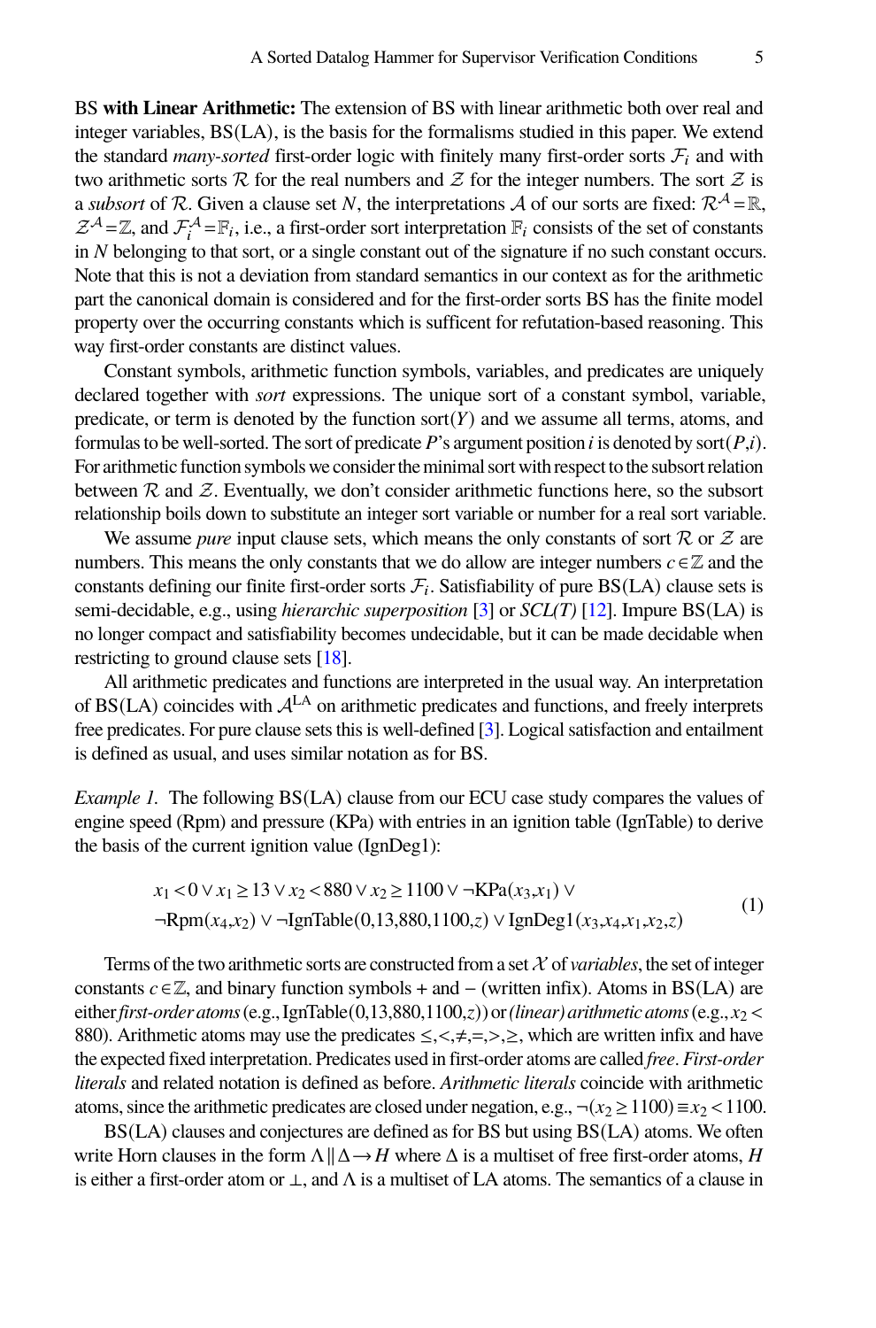BS **with Linear Arithmetic:** The extension of BS with linear arithmetic both over real and integer variables, BS(LA), is the basis for the formalisms studied in this paper. We extend the standard *many-sorted* first-order logic with finitely many first-order sorts $\mathcal{F}_i$ and with two arithmetic sorts $\mathcal{R}$ for the real numbers and $\mathcal{Z}$ for the integer numbers. The sort $\mathcal{Z}$ is a *subsort* of $\mathcal{R}$. Given a clause set $N$, the interpretations $\mathcal{A}$ of our sorts are fixed: $\mathcal{R}^{\mathcal{A}} = \mathbb{R}$, $\mathcal{Z}^{\mathcal{A}} = \mathbb{Z}$, and $\mathcal{F}_i^{\mathcal{A}} = \mathbb{F}_i$, i.e., a first-order sort interpretation $\mathbb{F}_i$ consists of the set of constants in $N$ belonging to that sort, or a single constant out of the signature if no such constant occurs. Note that this is not a deviation from standard semantics in our context as for the arithmetic part the canonical domain is considered and for the first-order sorts BS has the finite model property over the occurring constants which is sufficent for refutation-based reasoning. This way first-order constants are distinct values.

Constant symbols, arithmetic function symbols, variables, and predicates are uniquely declared together with *sort* expressions. The unique sort of a constant symbol, variable, predicate, or term is denoted by the function $\text{sort}(Y)$ and we assume all terms, atoms, and formulas to be well-sorted. The sort of predicate $P$'s argument position $i$ is denoted by $\text{sort}(P,i)$. For arithmetic function symbols we consider the minimal sort with respect to the subsort relation between $\mathcal{R}$ and $\mathcal{Z}$. Eventually, we don't consider arithmetic functions here, so the subsort relationship boils down to substitute an integer sort variable or number for a real sort variable.

We assume *pure* input clause sets, which means the only constants of sort $\mathcal{R}$ or $\mathcal{Z}$ are numbers. This means the only constants that we do allow are integer numbers $c \in \mathbb{Z}$ and the constants defining our finite first-order sorts $\mathcal{F}_i$. Satisfiability of pure BS(LA) clause sets is semi-decidable, e.g., using *hierarchic superposition* [3] or *SCL(T)* [12]. Impure BS(LA) is no longer compact and satisfiability becomes undecidable, but it can be made decidable when restricting to ground clause sets [18].

All arithmetic predicates and functions are interpreted in the usual way. An interpretation of BS(LA) coincides with $\mathcal{A}^{\text{LA}}$ on arithmetic predicates and functions, and freely interprets free predicates. For pure clause sets this is well-defined [3]. Logical satisfaction and entailment is defined as usual, and uses similar notation as for BS.

*Example 1.* The following BS(LA) clause from our ECU case study compares the values of engine speed (Rpm) and pressure (KPa) with entries in an ignition table (IgnTable) to derive the basis of the current ignition value (IgnDeg1):

$$
\begin{aligned}
& x_1 < 0 \lor x_1 \geq 13 \lor x_2 < 880 \lor x_2 \geq 1100 \lor \neg\text{KPa}(x_3,x_1) \lor \\
& \neg\text{Rpm}(x_4,x_2) \lor \neg\text{IgnTable}(0,13,880,1100,z) \lor \text{IgnDeg1}(x_3,x_4,x_1,x_2,z)
\end{aligned}
\tag{1}
$$

Terms of the two arithmetic sorts are constructed from a set $\mathcal{X}$ of *variables*, the set of integer constants $c \in \mathbb{Z}$, and binary function symbols $+$ and $-$ (written infix). Atoms in BS(LA) are either *first-order atoms* (e.g., $\text{IgnTable}(0,13,880,1100,z)$) or *(linear) arithmetic atoms* (e.g., $x_2 < 880$). Arithmetic atoms may use the predicates $\leq, <, \neq, =, >, \geq$, which are written infix and have the expected fixed interpretation. Predicates used in first-order atoms are called *free*. *First-order literals* and related notation is defined as before. *Arithmetic literals* coincide with arithmetic atoms, since the arithmetic predicates are closed under negation, e.g., $\neg(x_2 \geq 1100) \equiv x_2 < 1100$.

BS(LA) clauses and conjectures are defined as for BS but using BS(LA) atoms. We often write Horn clauses in the form $\Lambda \,\|\, \Delta \rightarrow H$ where $\Delta$ is a multiset of free first-order atoms, $H$ is either a first-order atom or $\bot$, and $\Lambda$ is a multiset of LA atoms. The semantics of a clause in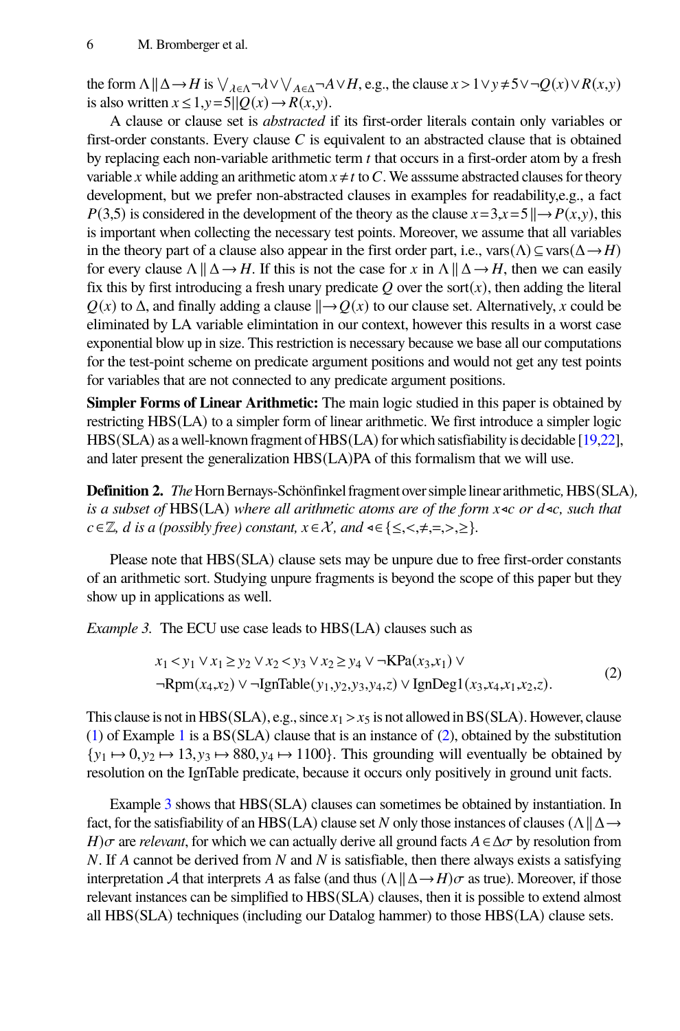the form $\Lambda \parallel \Delta \rightarrow H$ is $\bigvee_{\lambda\in\Lambda} \neg\lambda \vee \bigvee_{A\in\Delta} \neg A \vee H$, e.g., the clause $x > 1 \vee y \neq 5 \vee \neg Q(x) \vee R(x,y)$ is also written $x \leq 1, y = 5 || Q(x) \rightarrow R(x,y)$.

A clause or clause set is *abstracted* if its first-order literals contain only variables or first-order constants. Every clause $C$ is equivalent to an abstracted clause that is obtained by replacing each non-variable arithmetic term $t$ that occurs in a first-order atom by a fresh variable $x$ while adding an arithmetic atom $x \neq t$ to $C$. We asssume abstracted clauses for theory development, but we prefer non-abstracted clauses in examples for readability,e.g., a fact $P(3,5)$ is considered in the development of the theory as the clause $x = 3, x = 5 \parallel \rightarrow P(x,y)$, this is important when collecting the necessary test points. Moreover, we assume that all variables in the theory part of a clause also appear in the first order part, i.e., $\text{vars}(\Lambda) \subseteq \text{vars}(\Delta \rightarrow H)$ for every clause $\Lambda \parallel \Delta \rightarrow H$. If this is not the case for $x$ in $\Lambda \parallel \Delta \rightarrow H$, then we can easily fix this by first introducing a fresh unary predicate $Q$ over the sort$(x)$, then adding the literal $Q(x)$ to $\Delta$, and finally adding a clause $\parallel \rightarrow Q(x)$ to our clause set. Alternatively, $x$ could be eliminated by LA variable elimintation in our context, however this results in a worst case exponential blow up in size. This restriction is necessary because we base all our computations for the test-point scheme on predicate argument positions and would not get any test points for variables that are not connected to any predicate argument positions.

**Simpler Forms of Linear Arithmetic:** The main logic studied in this paper is obtained by restricting HBS(LA) to a simpler form of linear arithmetic. We first introduce a simpler logic HBS(SLA) as a well-known fragment of HBS(LA) for which satisfiability is decidable [19,22], and later present the generalization HBS(LA)PA of this formalism that we will use.

**Definition 2.** *The* Horn Bernays-Schönfinkel fragment over simple linear arithmetic*,* HBS(SLA)*, is a subset of* HBS(LA) *where all arithmetic atoms are of the form $x \triangleleft c$ or $d \triangleleft c$, such that $c \in \mathbb{Z}$, $d$ is a (possibly free) constant, $x \in \mathcal{X}$, and $\triangleleft \in \{\leq, <, \neq, =, >, \geq\}$.*

Please note that HBS(SLA) clause sets may be unpure due to free first-order constants of an arithmetic sort. Studying unpure fragments is beyond the scope of this paper but they show up in applications as well.

*Example 3.* The ECU use case leads to HBS(LA) clauses such as

$$x_1 < y_1 \vee x_1 \geq y_2 \vee x_2 < y_3 \vee x_2 \geq y_4 \vee \neg \text{KPa}(x_3,x_1) \vee \\ \neg \text{Rpm}(x_4,x_2) \vee \neg \text{IgnTable}(y_1,y_2,y_3,y_4,z) \vee \text{IgnDeg1}(x_3,x_4,x_1,x_2,z). \tag{2}$$

This clause is not in HBS(SLA), e.g., since $x_1 > x_5$ is not allowed in BS(SLA). However, clause (1) of Example 1 is a BS(SLA) clause that is an instance of (2), obtained by the substitution $\{y_1 \mapsto 0, y_2 \mapsto 13, y_3 \mapsto 880, y_4 \mapsto 1100\}$. This grounding will eventually be obtained by resolution on the IgnTable predicate, because it occurs only positively in ground unit facts.

Example 3 shows that HBS(SLA) clauses can sometimes be obtained by instantiation. In fact, for the satisfiability of an HBS(LA) clause set $N$ only those instances of clauses $(\Lambda \parallel \Delta \rightarrow H)\sigma$ are *relevant*, for which we can actually derive all ground facts $A \in \Delta\sigma$ by resolution from $N$. If $A$ cannot be derived from $N$ and $N$ is satisfiable, then there always exists a satisfying interpretation $\mathcal{A}$ that interprets $A$ as false (and thus $(\Lambda \parallel \Delta \rightarrow H)\sigma$ as true). Moreover, if those relevant instances can be simplified to HBS(SLA) clauses, then it is possible to extend almost all HBS(SLA) techniques (including our Datalog hammer) to those HBS(LA) clause sets.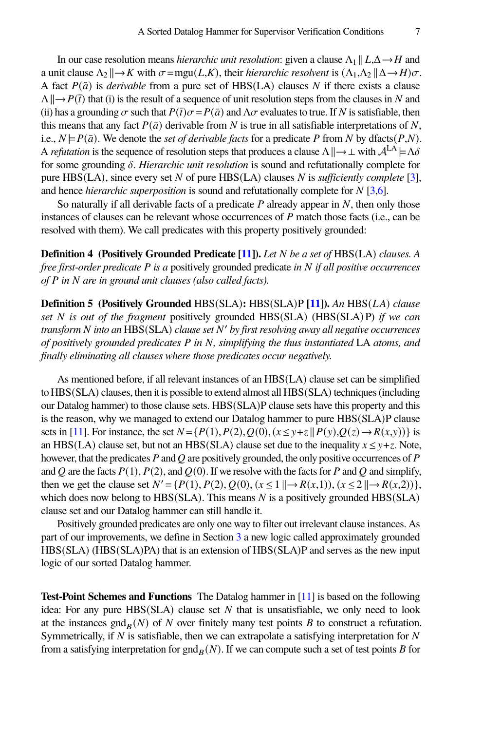In our case resolution means *hierarchic unit resolution*: given a clause $\Lambda_1 \parallel L, \Delta \rightarrow H$ and a unit clause $\Lambda_2 \parallel \rightarrow K$ with $\sigma = \text{mgu}(L, K)$, their *hierarchic resolvent* is $(\Lambda_1, \Lambda_2 \parallel \Delta \rightarrow H)\sigma$. A fact $P(\bar{a})$ is *derivable* from a pure set of HBS(LA) clauses $N$ if there exists a clause $\Lambda \parallel \rightarrow P(\bar{t})$ that (i) is the result of a sequence of unit resolution steps from the clauses in $N$ and (ii) has a grounding $\sigma$ such that $P(\bar{t})\sigma = P(\bar{a})$ and $\Lambda\sigma$ evaluates to true. If $N$ is satisfiable, then this means that any fact $P(\bar{a})$ derivable from $N$ is true in all satisfiable interpretations of $N$, i.e., $N \models P(\bar{a})$. We denote the *set of derivable facts* for a predicate $P$ from $N$ by dfacts$(P, N)$. A *refutation* is the sequence of resolution steps that produces a clause $\Lambda \parallel \rightarrow \bot$ with $\mathcal{A}^{\text{LA}} \models \Lambda\delta$ for some grounding $\delta$. *Hierarchic unit resolution* is sound and refutationally complete for pure HBS(LA), since every set $N$ of pure HBS(LA) clauses $N$ is *sufficiently complete* [3], and hence *hierarchic superposition* is sound and refutationally complete for $N$ [3,6].

So naturally if all derivable facts of a predicate $P$ already appear in $N$, then only those instances of clauses can be relevant whose occurrences of $P$ match those facts (i.e., can be resolved with them). We call predicates with this property positively grounded:

**Definition 4 (Positively Grounded Predicate [11]).** *Let $N$ be a set of* HBS(LA) *clauses. A free first-order predicate $P$ is a* positively grounded predicate *in $N$ if all positive occurrences of $P$ in $N$ are in ground unit clauses (also called facts).*

**Definition 5 (Positively Grounded HBS(SLA): HBS(SLA)P [11]).** *An* HBS(*LA*) *clause set $N$ is out of the fragment* positively grounded HBS(SLA) (HBS(SLA)P) *if we can transform $N$ into an* HBS(SLA) *clause set $N'$ by first resolving away all negative occurrences of positively grounded predicates $P$ in $N$, simplifying the thus instantiated* LA *atoms, and finally eliminating all clauses where those predicates occur negatively.*

As mentioned before, if all relevant instances of an HBS(LA) clause set can be simplified to HBS(SLA) clauses, then it is possible to extend almost all HBS(SLA) techniques (including our Datalog hammer) to those clause sets. HBS(SLA)P clause sets have this property and this is the reason, why we managed to extend our Datalog hammer to pure HBS(SLA)P clause sets in [11]. For instance, the set $N = \{P(1), P(2), Q(0), (x \leq y + z \parallel P(y), Q(z) \rightarrow R(x, y))\}$ is an HBS(LA) clause set, but not an HBS(SLA) clause set due to the inequality $x \leq y + z$. Note, however, that the predicates $P$ and $Q$ are positively grounded, the only positive occurrences of $P$ and $Q$ are the facts $P(1)$, $P(2)$, and $Q(0)$. If we resolve with the facts for $P$ and $Q$ and simplify, then we get the clause set $N' = \{P(1), P(2), Q(0), (x \leq 1 \parallel \rightarrow R(x, 1)), (x \leq 2 \parallel \rightarrow R(x, 2))\}$, which does now belong to HBS(SLA). This means $N$ is a positively grounded HBS(SLA) clause set and our Datalog hammer can still handle it.

Positively grounded predicates are only one way to filter out irrelevant clause instances. As part of our improvements, we define in Section 3 a new logic called approximately grounded HBS(SLA) (HBS(SLA)PA) that is an extension of HBS(SLA)P and serves as the new input logic of our sorted Datalog hammer.

**Test-Point Schemes and Functions** The Datalog hammer in [11] is based on the following idea: For any pure HBS(SLA) clause set $N$ that is unsatisfiable, we only need to look at the instances $\text{gnd}_B(N)$ of $N$ over finitely many test points $B$ to construct a refutation. Symmetrically, if $N$ is satisfiable, then we can extrapolate a satisfying interpretation for $N$ from a satisfying interpretation for $\text{gnd}_B(N)$. If we can compute such a set of test points $B$ for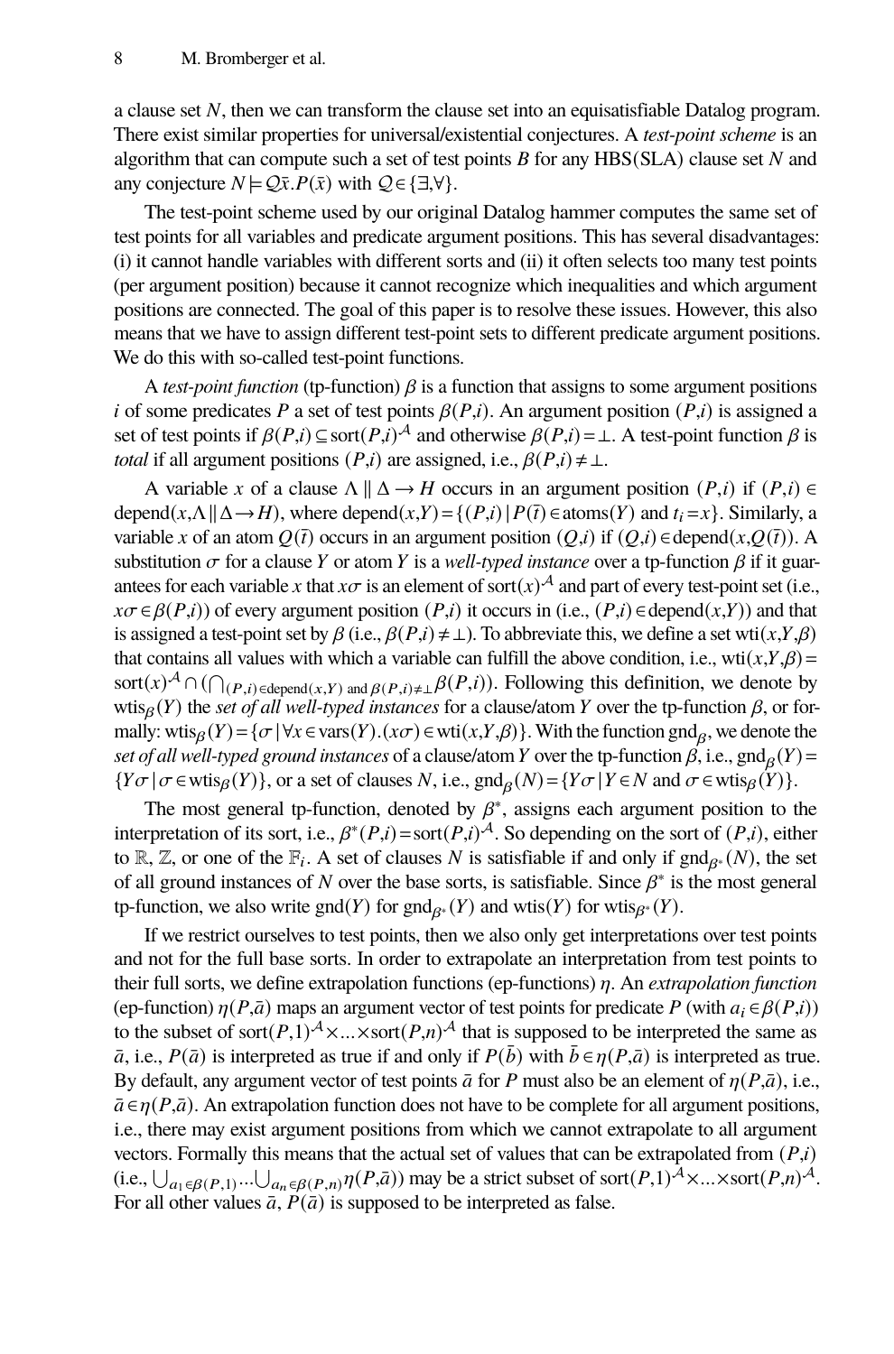a clause set $N$, then we can transform the clause set into an equisatisfiable Datalog program. There exist similar properties for universal/existential conjectures. A *test-point scheme* is an algorithm that can compute such a set of test points $B$ for any HBS(SLA) clause set $N$ and any conjecture $N \models \mathcal{Q}\bar{x}.P(\bar{x})$ with $\mathcal{Q} \in \{\exists, \forall\}$.

The test-point scheme used by our original Datalog hammer computes the same set of test points for all variables and predicate argument positions. This has several disadvantages: (i) it cannot handle variables with different sorts and (ii) it often selects too many test points (per argument position) because it cannot recognize which inequalities and which argument positions are connected. The goal of this paper is to resolve these issues. However, this also means that we have to assign different test-point sets to different predicate argument positions. We do this with so-called test-point functions.

A *test-point function* (tp-function) $\beta$ is a function that assigns to some argument positions $i$ of some predicates $P$ a set of test points $\beta(P,i)$. An argument position $(P,i)$ is assigned a set of test points if $\beta(P,i) \subseteq \mathrm{sort}(P,i)^{\mathcal{A}}$ and otherwise $\beta(P,i) = \bot$. A test-point function $\beta$ is *total* if all argument positions $(P,i)$ are assigned, i.e., $\beta(P,i) \neq \bot$.

A variable $x$ of a clause $\Lambda \parallel \Delta \rightarrow H$ occurs in an argument position $(P,i)$ if $(P,i) \in \mathrm{depend}(x, \Lambda \parallel \Delta \rightarrow H)$, where $\mathrm{depend}(x,Y) = \{(P,i) \mid P(\bar{t}) \in \mathrm{atoms}(Y) \text{ and } t_i = x\}$. Similarly, a variable $x$ of an atom $Q(\bar{t})$ occurs in an argument position $(Q,i)$ if $(Q,i) \in \mathrm{depend}(x, Q(\bar{t}))$. A substitution $\sigma$ for a clause $Y$ or atom $Y$ is a *well-typed instance* over a tp-function $\beta$ if it guarantees for each variable $x$ that $x\sigma$ is an element of $\mathrm{sort}(x)^{\mathcal{A}}$ and part of every test-point set (i.e., $x\sigma \in \beta(P,i)$) of every argument position $(P,i)$ it occurs in (i.e., $(P,i) \in \mathrm{depend}(x,Y)$) and that is assigned a test-point set by $\beta$ (i.e., $\beta(P,i) \neq \bot$). To abbreviate this, we define a set $\mathrm{wti}(x,Y,\beta)$ that contains all values with which a variable can fulfill the above condition, i.e., $\mathrm{wti}(x,Y,\beta) = \mathrm{sort}(x)^{\mathcal{A}} \cap (\bigcap_{(P,i) \in \mathrm{depend}(x,Y) \text{ and } \beta(P,i) \neq \bot} \beta(P,i))$. Following this definition, we denote by $\mathrm{wtis}_\beta(Y)$ the *set of all well-typed instances* for a clause/atom $Y$ over the tp-function $\beta$, or formally: $\mathrm{wtis}_\beta(Y) = \{\sigma \mid \forall x \in \mathrm{vars}(Y).(x\sigma) \in \mathrm{wti}(x,Y,\beta)\}$. With the function $\mathrm{gnd}_\beta$, we denote the *set of all well-typed ground instances* of a clause/atom $Y$ over the tp-function $\beta$, i.e., $\mathrm{gnd}_\beta(Y) = \{Y\sigma \mid \sigma \in \mathrm{wtis}_\beta(Y)\}$, or a set of clauses $N$, i.e., $\mathrm{gnd}_\beta(N) = \{Y\sigma \mid Y \in N \text{ and } \sigma \in \mathrm{wtis}_\beta(Y)\}$.

The most general tp-function, denoted by $\beta^*$, assigns each argument position to the interpretation of its sort, i.e., $\beta^*(P,i) = \mathrm{sort}(P,i)^{\mathcal{A}}$. So depending on the sort of $(P,i)$, either to $\mathbb{R}$, $\mathbb{Z}$, or one of the $\mathbb{F}_i$. A set of clauses $N$ is satisfiable if and only if $\mathrm{gnd}_{\beta^*}(N)$, the set of all ground instances of $N$ over the base sorts, is satisfiable. Since $\beta^*$ is the most general tp-function, we also write $\mathrm{gnd}(Y)$ for $\mathrm{gnd}_{\beta^*}(Y)$ and $\mathrm{wtis}(Y)$ for $\mathrm{wtis}_{\beta^*}(Y)$.

If we restrict ourselves to test points, then we also only get interpretations over test points and not for the full base sorts. In order to extrapolate an interpretation from test points to their full sorts, we define extrapolation functions (ep-functions) $\eta$. An *extrapolation function* (ep-function) $\eta(P,\bar{a})$ maps an argument vector of test points for predicate $P$ (with $a_i \in \beta(P,i)$) to the subset of $\mathrm{sort}(P,1)^{\mathcal{A}} \times \ldots \times \mathrm{sort}(P,n)^{\mathcal{A}}$ that is supposed to be interpreted the same as $\bar{a}$, i.e., $P(\bar{a})$ is interpreted as true if and only if $P(\bar{b})$ with $\bar{b} \in \eta(P,\bar{a})$ is interpreted as true. By default, any argument vector of test points $\bar{a}$ for $P$ must also be an element of $\eta(P,\bar{a})$, i.e., $\bar{a} \in \eta(P,\bar{a})$. An extrapolation function does not have to be complete for all argument positions, i.e., there may exist argument positions from which we cannot extrapolate to all argument vectors. Formally this means that the actual set of values that can be extrapolated from $(P,i)$ (i.e., $\bigcup_{a_1 \in \beta(P,1)} \ldots \bigcup_{a_n \in \beta(P,n)} \eta(P,\bar{a})$) may be a strict subset of $\mathrm{sort}(P,1)^{\mathcal{A}} \times \ldots \times \mathrm{sort}(P,n)^{\mathcal{A}}$. For all other values $\bar{a}$, $P(\bar{a})$ is supposed to be interpreted as false.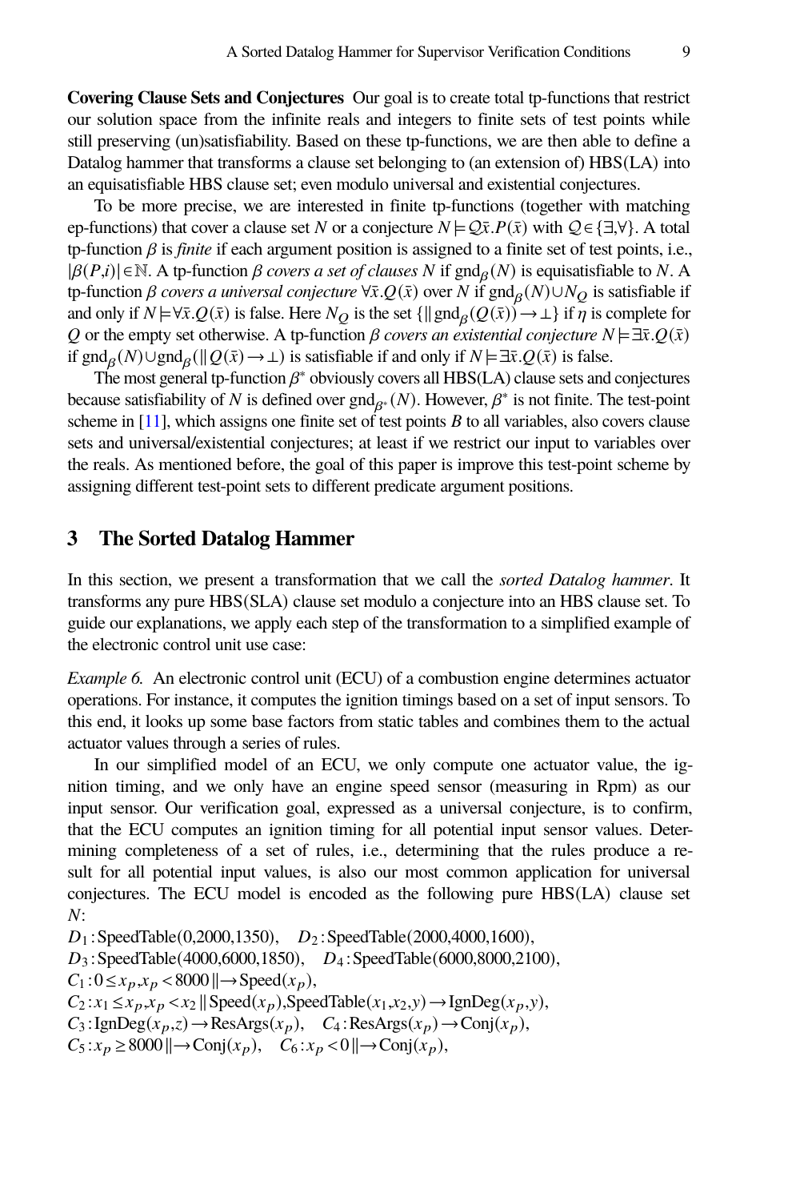**Covering Clause Sets and Conjectures** Our goal is to create total tp-functions that restrict our solution space from the infinite reals and integers to finite sets of test points while still preserving (un)satisfiability. Based on these tp-functions, we are then able to define a Datalog hammer that transforms a clause set belonging to (an extension of) HBS(LA) into an equisatisfiable HBS clause set; even modulo universal and existential conjectures.

To be more precise, we are interested in finite tp-functions (together with matching ep-functions) that cover a clause set $N$ or a conjecture $N \models \mathcal{Q}\bar{x}.P(\bar{x})$ with $\mathcal{Q} \in \{\exists, \forall\}$. A total tp-function $\beta$ is *finite* if each argument position is assigned to a finite set of test points, i.e., $|\beta(P,i)| \in \mathbb{N}$. A tp-function $\beta$ *covers a set of clauses* $N$ if $\text{gnd}_{\beta}(N)$ is equisatisfiable to $N$. A tp-function $\beta$ *covers a universal conjecture* $\forall \bar{x}.Q(\bar{x})$ over $N$ if $\text{gnd}_{\beta}(N) \cup N_Q$ is satisfiable if and only if $N \models \forall \bar{x}.Q(\bar{x})$ is false. Here $N_Q$ is the set $\{\| \text{gnd}_{\beta}(Q(\bar{x})) \rightarrow \bot\}$ if $\eta$ is complete for $Q$ or the empty set otherwise. A tp-function $\beta$ *covers an existential conjecture* $N \models \exists \bar{x}.Q(\bar{x})$ if $\text{gnd}_{\beta}(N) \cup \text{gnd}_{\beta}(\| Q(\bar{x}) \rightarrow \bot)$ is satisfiable if and only if $N \models \exists \bar{x}.Q(\bar{x})$ is false.

The most general tp-function $\beta^*$ obviously covers all HBS(LA) clause sets and conjectures because satisfiability of $N$ is defined over $\text{gnd}_{\beta^*}(N)$. However, $\beta^*$ is not finite. The test-point scheme in [11], which assigns one finite set of test points $B$ to all variables, also covers clause sets and universal/existential conjectures; at least if we restrict our input to variables over the reals. As mentioned before, the goal of this paper is improve this test-point scheme by assigning different test-point sets to different predicate argument positions.

## 3 The Sorted Datalog Hammer

In this section, we present a transformation that we call the *sorted Datalog hammer*. It transforms any pure HBS(SLA) clause set modulo a conjecture into an HBS clause set. To guide our explanations, we apply each step of the transformation to a simplified example of the electronic control unit use case:

*Example 6.* An electronic control unit (ECU) of a combustion engine determines actuator operations. For instance, it computes the ignition timings based on a set of input sensors. To this end, it looks up some base factors from static tables and combines them to the actual actuator values through a series of rules.

In our simplified model of an ECU, we only compute one actuator value, the ignition timing, and we only have an engine speed sensor (measuring in Rpm) as our input sensor. Our verification goal, expressed as a universal conjecture, is to confirm, that the ECU computes an ignition timing for all potential input sensor values. Determining completeness of a set of rules, i.e., determining that the rules produce a result for all potential input values, is also our most common application for universal conjectures. The ECU model is encoded as the following pure HBS(LA) clause set $N$:

$D_1 : \text{SpeedTable}(0,2000,1350)$, $\quad D_2 : \text{SpeedTable}(2000,4000,1600)$,
$D_3 : \text{SpeedTable}(4000,6000,1850)$, $\quad D_4 : \text{SpeedTable}(6000,8000,2100)$,
$C_1 : 0 \leq x_p, x_p < 8000 \,\|\, \rightarrow \text{Speed}(x_p)$,
$C_2 : x_1 \leq x_p, x_p < x_2 \,\|\, \text{Speed}(x_p), \text{SpeedTable}(x_1,x_2,y) \rightarrow \text{IgnDeg}(x_p,y)$,
$C_3 : \text{IgnDeg}(x_p,z) \rightarrow \text{ResArgs}(x_p)$, $\quad C_4 : \text{ResArgs}(x_p) \rightarrow \text{Conj}(x_p)$,
$C_5 : x_p \geq 8000 \,\|\, \rightarrow \text{Conj}(x_p)$, $\quad C_6 : x_p < 0 \,\|\, \rightarrow \text{Conj}(x_p)$,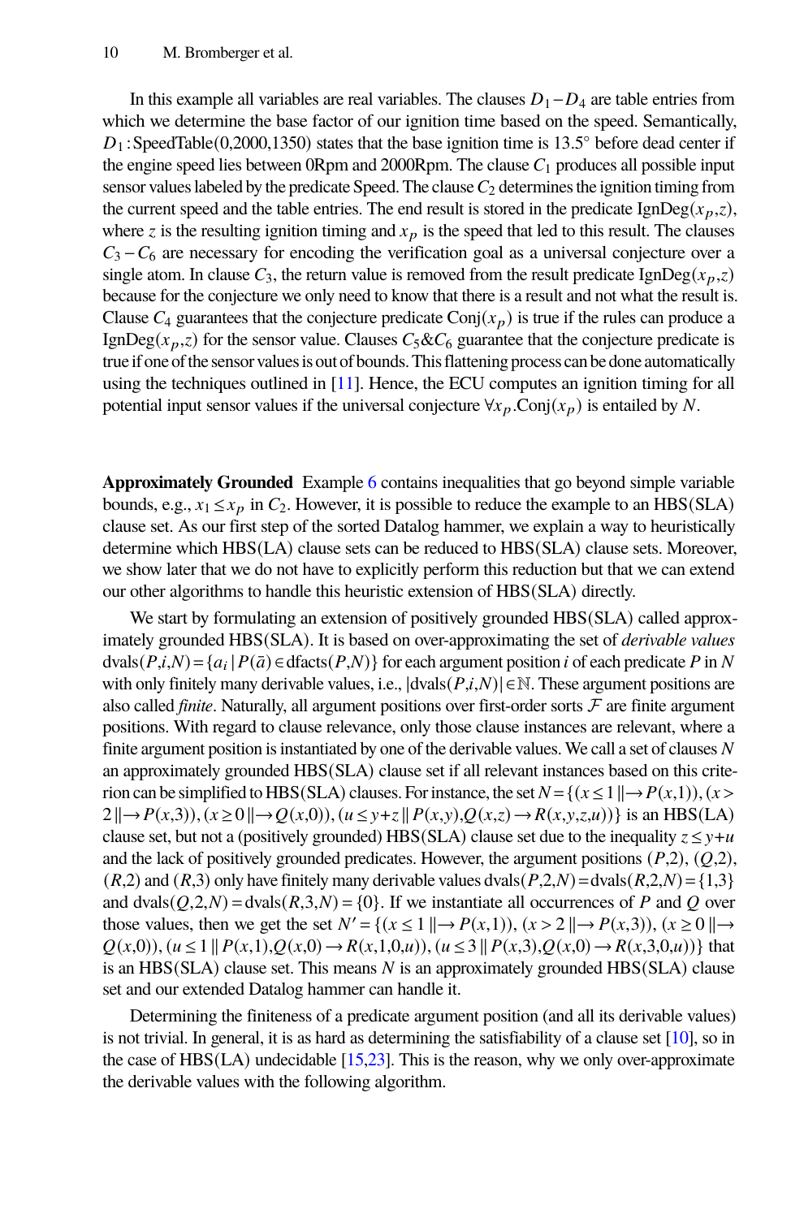In this example all variables are real variables. The clauses $D_1 - D_4$ are table entries from which we determine the base factor of our ignition time based on the speed. Semantically, $D_1 : \text{SpeedTable}(0,2000,1350)$ states that the base ignition time is 13.5° before dead center if the engine speed lies between 0Rpm and 2000Rpm. The clause $C_1$ produces all possible input sensor values labeled by the predicate Speed. The clause $C_2$ determines the ignition timing from the current speed and the table entries. The end result is stored in the predicate $\text{IgnDeg}(x_p,z)$, where $z$ is the resulting ignition timing and $x_p$ is the speed that led to this result. The clauses $C_3 - C_6$ are necessary for encoding the verification goal as a universal conjecture over a single atom. In clause $C_3$, the return value is removed from the result predicate $\text{IgnDeg}(x_p,z)$ because for the conjecture we only need to know that there is a result and not what the result is. Clause $C_4$ guarantees that the conjecture predicate $\text{Conj}(x_p)$ is true if the rules can produce a $\text{IgnDeg}(x_p,z)$ for the sensor value. Clauses $C_5$&$C_6$ guarantee that the conjecture predicate is true if one of the sensor values is out of bounds. This flattening process can be done automatically using the techniques outlined in [11]. Hence, the ECU computes an ignition timing for all potential input sensor values if the universal conjecture $\forall x_p.\text{Conj}(x_p)$ is entailed by $N$.

**Approximately Grounded** Example 6 contains inequalities that go beyond simple variable bounds, e.g., $x_1 \leq x_p$ in $C_2$. However, it is possible to reduce the example to an HBS(SLA) clause set. As our first step of the sorted Datalog hammer, we explain a way to heuristically determine which HBS(LA) clause sets can be reduced to HBS(SLA) clause sets. Moreover, we show later that we do not have to explicitly perform this reduction but that we can extend our other algorithms to handle this heuristic extension of HBS(SLA) directly.

We start by formulating an extension of positively grounded HBS(SLA) called approximately grounded HBS(SLA). It is based on over-approximating the set of *derivable values* $\text{dvals}(P,i,N) = \{a_i \mid P(\bar{a}) \in \text{dfacts}(P,N)\}$ for each argument position $i$ of each predicate $P$ in $N$ with only finitely many derivable values, i.e., $|\text{dvals}(P,i,N)| \in \mathbb{N}$. These argument positions are also called *finite*. Naturally, all argument positions over first-order sorts $\mathcal{F}$ are finite argument positions. With regard to clause relevance, only those clause instances are relevant, where a finite argument position is instantiated by one of the derivable values. We call a set of clauses $N$ an approximately grounded HBS(SLA) clause set if all relevant instances based on this criterion can be simplified to HBS(SLA) clauses. For instance, the set $N = \{(x \leq 1 \,\|\rightarrow P(x,1)), (x > 2 \,\|\rightarrow P(x,3)), (x \geq 0 \,\|\rightarrow Q(x,0)), (u \leq y+z \,\|\, P(x,y), Q(x,z) \rightarrow R(x,y,z,u))\}$ is an HBS(LA) clause set, but not a (positively grounded) HBS(SLA) clause set due to the inequality $z \leq y+u$ and the lack of positively grounded predicates. However, the argument positions $(P,2)$, $(Q,2)$, $(R,2)$ and $(R,3)$ only have finitely many derivable values $\text{dvals}(P,2,N) = \text{dvals}(R,2,N) = \{1,3\}$ and $\text{dvals}(Q,2,N) = \text{dvals}(R,3,N) = \{0\}$. If we instantiate all occurrences of $P$ and $Q$ over those values, then we get the set $N' = \{(x \leq 1 \,\|\rightarrow P(x,1)), (x > 2 \,\|\rightarrow P(x,3)), (x \geq 0 \,\|\rightarrow Q(x,0)), (u \leq 1 \,\|\, P(x,1), Q(x,0) \rightarrow R(x,1,0,u)), (u \leq 3 \,\|\, P(x,3), Q(x,0) \rightarrow R(x,3,0,u))\}$ that is an HBS(SLA) clause set. This means $N$ is an approximately grounded HBS(SLA) clause set and our extended Datalog hammer can handle it.

Determining the finiteness of a predicate argument position (and all its derivable values) is not trivial. In general, it is as hard as determining the satisfiability of a clause set [10], so in the case of HBS(LA) undecidable [15,23]. This is the reason, why we only over-approximate the derivable values with the following algorithm.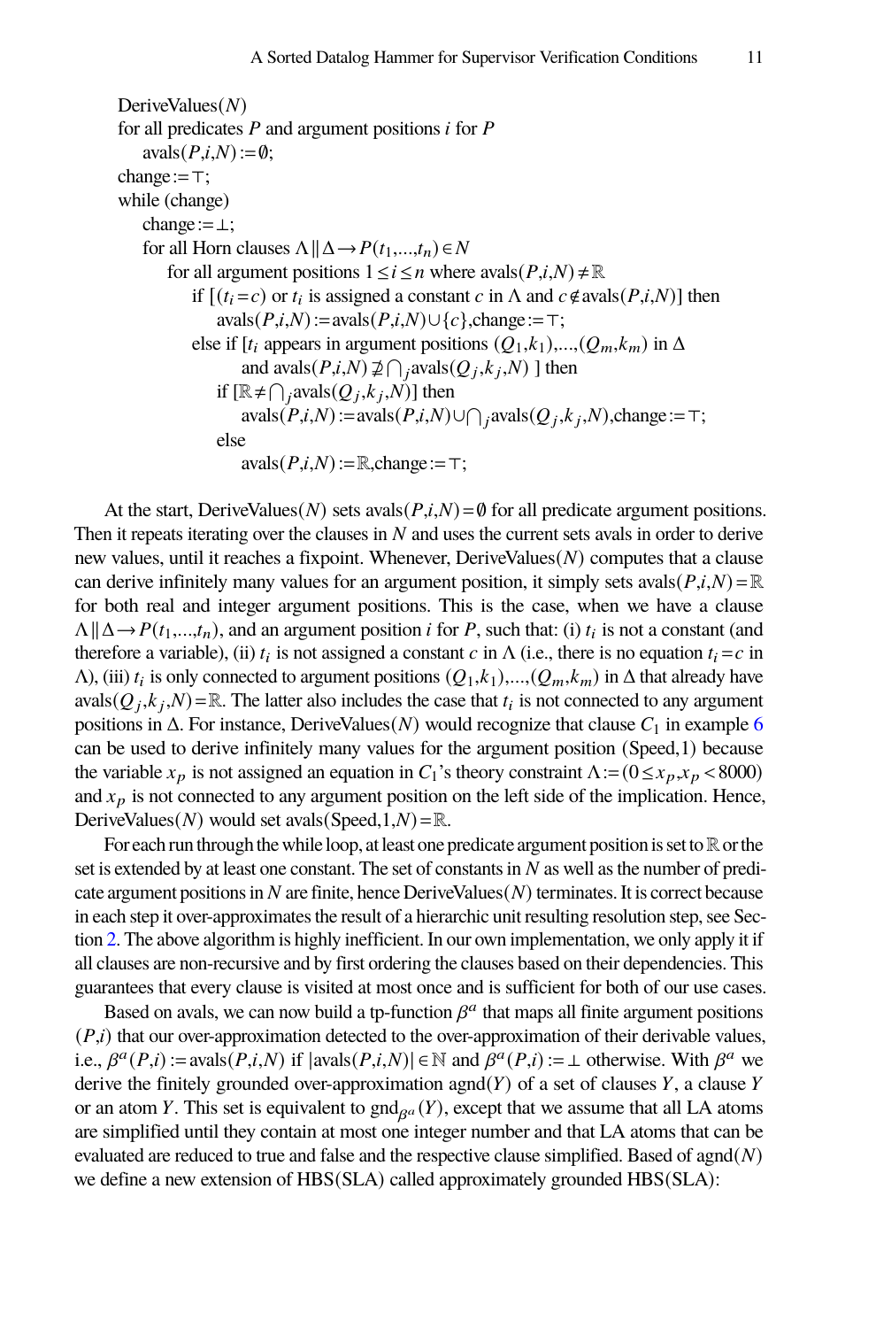```
DeriveValues(N)
for all predicates P and argument positions i for P
    avals(P,i,N) := ∅;
change := ⊤;
while (change)
    change := ⊥;
    for all Horn clauses Λ ‖ Δ → P(t_1,...,t_n) ∈ N
        for all argument positions 1 ≤ i ≤ n where avals(P,i,N) ≠ ℝ
            if [(t_i = c) or t_i is assigned a constant c in Λ and c ∉ avals(P,i,N)] then
                avals(P,i,N) := avals(P,i,N) ∪ {c}, change := ⊤;
            else if [t_i appears in argument positions (Q_1,k_1),...,(Q_m,k_m) in Δ
                    and avals(P,i,N) ⊉ ⋂_j avals(Q_j,k_j,N) ] then
                if [ℝ ≠ ⋂_j avals(Q_j,k_j,N)] then
                    avals(P,i,N) := avals(P,i,N) ∪ ⋂_j avals(Q_j,k_j,N), change := ⊤;
                else
                    avals(P,i,N) := ℝ, change := ⊤;
```

At the start, DeriveValues($N$) sets $\text{avals}(P,i,N) = \emptyset$ for all predicate argument positions. Then it repeats iterating over the clauses in $N$ and uses the current sets avals in order to derive new values, until it reaches a fixpoint. Whenever, DeriveValues($N$) computes that a clause can derive infinitely many values for an argument position, it simply sets $\text{avals}(P,i,N) = \mathbb{R}$ for both real and integer argument positions. This is the case, when we have a clause $\Lambda \parallel \Delta \rightarrow P(t_1,\ldots,t_n)$, and an argument position $i$ for $P$, such that: (i) $t_i$ is not a constant (and therefore a variable), (ii) $t_i$ is not assigned a constant $c$ in $\Lambda$ (i.e., there is no equation $t_i = c$ in $\Lambda$), (iii) $t_i$ is only connected to argument positions $(Q_1,k_1),\ldots,(Q_m,k_m)$ in $\Delta$ that already have $\text{avals}(Q_j,k_j,N) = \mathbb{R}$. The latter also includes the case that $t_i$ is not connected to any argument positions in $\Delta$. For instance, DeriveValues($N$) would recognize that clause $C_1$ in example 6 can be used to derive infinitely many values for the argument position (Speed,1) because the variable $x_p$ is not assigned an equation in $C_1$'s theory constraint $\Lambda := (0 \leq x_p, x_p < 8000)$ and $x_p$ is not connected to any argument position on the left side of the implication. Hence, DeriveValues($N$) would set $\text{avals}(\text{Speed},1,N) = \mathbb{R}$.

For each run through the while loop, at least one predicate argument position is set to $\mathbb{R}$ or the set is extended by at least one constant. The set of constants in $N$ as well as the number of predicate argument positions in $N$ are finite, hence DeriveValues($N$) terminates. It is correct because in each step it over-approximates the result of a hierarchic unit resulting resolution step, see Section 2. The above algorithm is highly inefficient. In our own implementation, we only apply it if all clauses are non-recursive and by first ordering the clauses based on their dependencies. This guarantees that every clause is visited at most once and is sufficient for both of our use cases.

Based on avals, we can now build a tp-function $\beta^a$ that maps all finite argument positions $(P,i)$ that our over-approximation detected to the over-approximation of their derivable values, i.e., $\beta^a(P,i) := \text{avals}(P,i,N)$ if $|\text{avals}(P,i,N)| \in \mathbb{N}$ and $\beta^a(P,i) := \perp$ otherwise. With $\beta^a$ we derive the finitely grounded over-approximation $\text{agnd}(Y)$ of a set of clauses $Y$, a clause $Y$ or an atom $Y$. This set is equivalent to $\text{gnd}_{\beta^a}(Y)$, except that we assume that all LA atoms are simplified until they contain at most one integer number and that LA atoms that can be evaluated are reduced to true and false and the respective clause simplified. Based of $\text{agnd}(N)$ we define a new extension of HBS(SLA) called approximately grounded HBS(SLA):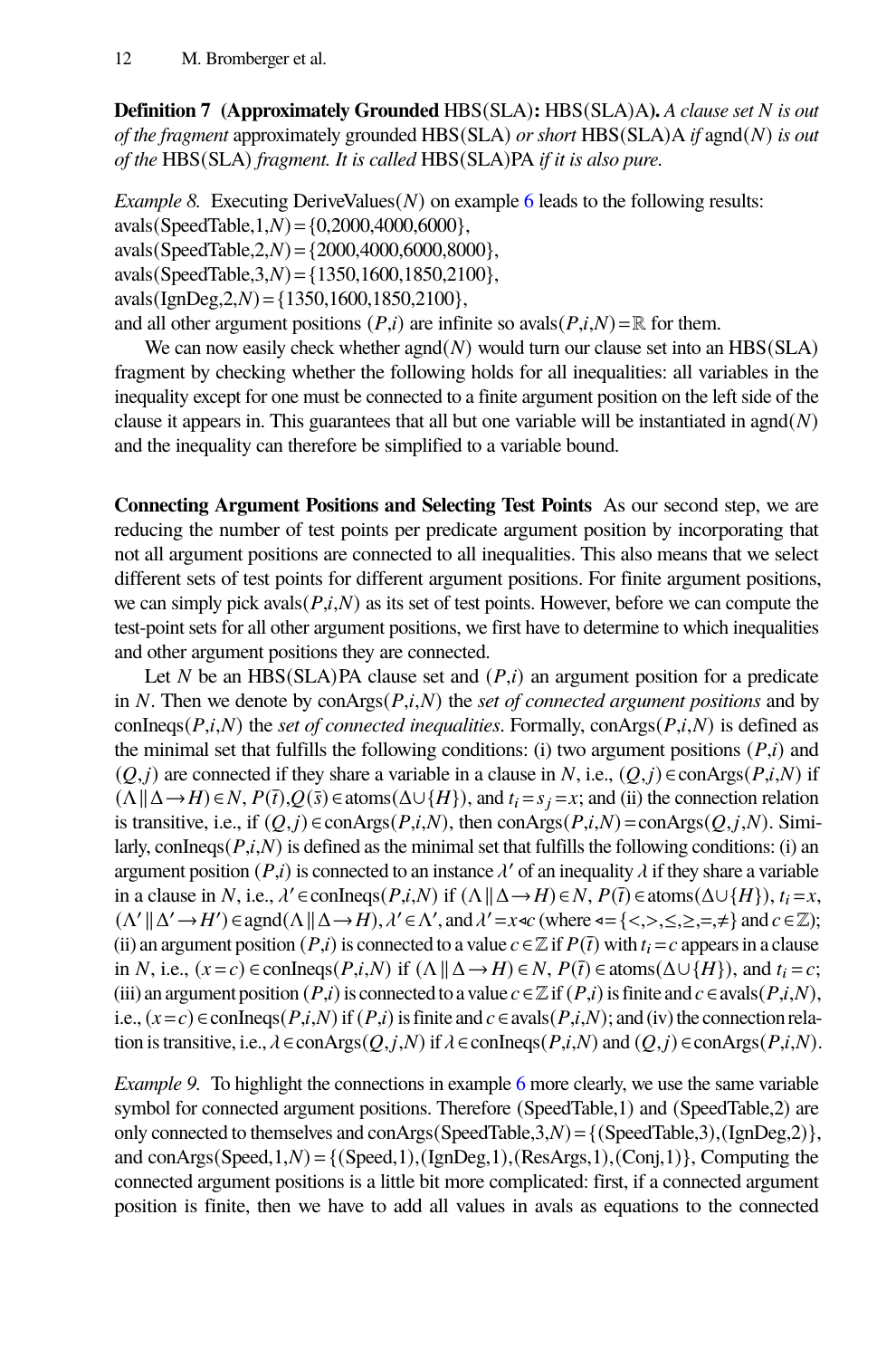**Definition 7 (Approximately Grounded HBS(SLA): HBS(SLA)A).** *A clause set $N$ is out of the fragment* approximately grounded HBS(SLA) *or short* HBS(SLA)A *if* agnd($N$) *is out of the* HBS(SLA) *fragment. It is called* HBS(SLA)PA *if it is also pure.*

*Example 8.* Executing DeriveValues($N$) on example 6 leads to the following results:
avals(SpeedTable,1,$N$) = {0,2000,4000,6000},
avals(SpeedTable,2,$N$) = {2000,4000,6000,8000},
avals(SpeedTable,3,$N$) = {1350,1600,1850,2100},
avals(IgnDeg,2,$N$) = {1350,1600,1850,2100},
and all other argument positions $(P,i)$ are infinite so avals$(P,i,N) = \mathbb{R}$ for them.

We can now easily check whether agnd($N$) would turn our clause set into an HBS(SLA) fragment by checking whether the following holds for all inequalities: all variables in the inequality except for one must be connected to a finite argument position on the left side of the clause it appears in. This guarantees that all but one variable will be instantiated in agnd($N$) and the inequality can therefore be simplified to a variable bound.

**Connecting Argument Positions and Selecting Test Points** As our second step, we are reducing the number of test points per predicate argument position by incorporating that not all argument positions are connected to all inequalities. This also means that we select different sets of test points for different argument positions. For finite argument positions, we can simply pick avals$(P,i,N)$ as its set of test points. However, before we can compute the test-point sets for all other argument positions, we first have to determine to which inequalities and other argument positions they are connected.

Let $N$ be an HBS(SLA)PA clause set and $(P,i)$ an argument position for a predicate in $N$. Then we denote by conArgs$(P,i,N)$ the *set of connected argument positions* and by conIneqs$(P,i,N)$ the *set of connected inequalities*. Formally, conArgs$(P,i,N)$ is defined as the minimal set that fulfills the following conditions: (i) two argument positions $(P,i)$ and $(Q,j)$ are connected if they share a variable in a clause in $N$, i.e., $(Q,j) \in$ conArgs$(P,i,N)$ if $(\Lambda \,\|\, \Delta \rightarrow H) \in N$, $P(\bar{t}), Q(\bar{s}) \in$ atoms$(\Delta \cup \{H\})$, and $t_i = s_j = x$; and (ii) the connection relation is transitive, i.e., if $(Q,j) \in$ conArgs$(P,i,N)$, then conArgs$(P,i,N) =$ conArgs$(Q,j,N)$. Similarly, conIneqs$(P,i,N)$ is defined as the minimal set that fulfills the following conditions: (i) an argument position $(P,i)$ is connected to an instance $\lambda'$ of an inequality $\lambda$ if they share a variable in a clause in $N$, i.e., $\lambda' \in$ conIneqs$(P,i,N)$ if $(\Lambda \,\|\, \Delta \rightarrow H) \in N$, $P(\bar{t}) \in$ atoms$(\Delta \cup \{H\})$, $t_i = x$, $(\Lambda' \,\|\, \Delta' \rightarrow H') \in$ agnd$(\Lambda \,\|\, \Delta \rightarrow H)$, $\lambda' \in \Lambda'$, and $\lambda' = x \lessdot c$ (where $\lessdot = \{<, >, \leq, \geq, =, \neq\}$ and $c \in \mathbb{Z}$); (ii) an argument position $(P,i)$ is connected to a value $c \in \mathbb{Z}$ if $P(\bar{t})$ with $t_i = c$ appears in a clause in $N$, i.e., $(x = c) \in$ conIneqs$(P,i,N)$ if $(\Lambda \,\|\, \Delta \rightarrow H) \in N$, $P(\bar{t}) \in$ atoms$(\Delta \cup \{H\})$, and $t_i = c$; (iii) an argument position $(P,i)$ is connected to a value $c \in \mathbb{Z}$ if $(P,i)$ is finite and $c \in$ avals$(P,i,N)$, i.e., $(x = c) \in$ conIneqs$(P,i,N)$ if $(P,i)$ is finite and $c \in$ avals$(P,i,N)$; and (iv) the connection relation is transitive, i.e., $\lambda \in$ conArgs$(Q,j,N)$ if $\lambda \in$ conIneqs$(P,i,N)$ and $(Q,j) \in$ conArgs$(P,i,N)$.

*Example 9.* To highlight the connections in example 6 more clearly, we use the same variable symbol for connected argument positions. Therefore (SpeedTable,1) and (SpeedTable,2) are only connected to themselves and conArgs(SpeedTable,3,$N$) = {(SpeedTable,3),(IgnDeg,2)}, and conArgs(Speed,1,$N$) = {(Speed,1),(IgnDeg,1),(ResArgs,1),(Conj,1)}, Computing the connected argument positions is a little bit more complicated: first, if a connected argument position is finite, then we have to add all values in avals as equations to the connected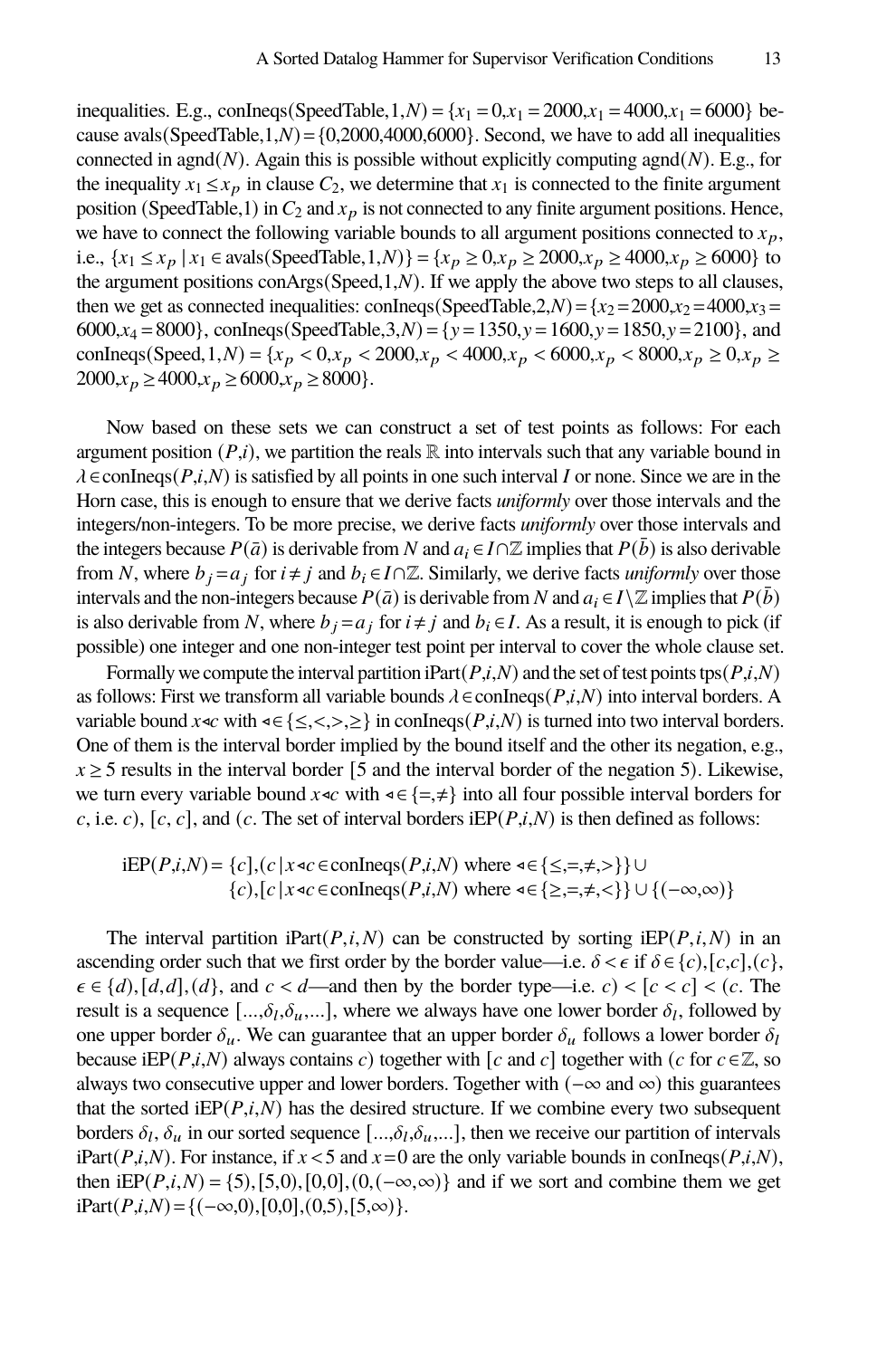inequalities. E.g., conIneqs(SpeedTable,1,$N$) = $\{x_1 = 0, x_1 = 2000, x_1 = 4000, x_1 = 6000\}$ because avals(SpeedTable,1,$N$) = $\{0,2000,4000,6000\}$. Second, we have to add all inequalities connected in agnd($N$). Again this is possible without explicitly computing agnd($N$). E.g., for the inequality $x_1 \leq x_p$ in clause $C_2$, we determine that $x_1$ is connected to the finite argument position (SpeedTable,1) in $C_2$ and $x_p$ is not connected to any finite argument positions. Hence, we have to connect the following variable bounds to all argument positions connected to $x_p$, i.e., $\{x_1 \leq x_p \mid x_1 \in \text{avals(SpeedTable,1,}N)\} = \{x_p \geq 0, x_p \geq 2000, x_p \geq 4000, x_p \geq 6000\}$ to the argument positions conArgs(Speed,1,$N$). If we apply the above two steps to all clauses, then we get as connected inequalities: conIneqs(SpeedTable,2,$N$) = $\{x_2 = 2000, x_2 = 4000, x_3 = 6000, x_4 = 8000\}$, conIneqs(SpeedTable,3,$N$) = $\{y = 1350, y = 1600, y = 1850, y = 2100\}$, and conIneqs(Speed,1,$N$) = $\{x_p < 0, x_p < 2000, x_p < 4000, x_p < 6000, x_p < 8000, x_p \geq 0, x_p \geq 2000, x_p \geq 4000, x_p \geq 6000, x_p \geq 8000\}$.

Now based on these sets we can construct a set of test points as follows: For each argument position $(P,i)$, we partition the reals $\mathbb{R}$ into intervals such that any variable bound in $\lambda \in \text{conIneqs}(P,i,N)$ is satisfied by all points in one such interval $I$ or none. Since we are in the Horn case, this is enough to ensure that we derive facts *uniformly* over those intervals and the integers/non-integers. To be more precise, we derive facts *uniformly* over those intervals and the integers because $P(\bar{a})$ is derivable from $N$ and $a_i \in I \cap \mathbb{Z}$ implies that $P(\bar{b})$ is also derivable from $N$, where $b_j = a_j$ for $i \neq j$ and $b_i \in I \cap \mathbb{Z}$. Similarly, we derive facts *uniformly* over those intervals and the non-integers because $P(\bar{a})$ is derivable from $N$ and $a_i \in I \setminus \mathbb{Z}$ implies that $P(\bar{b})$ is also derivable from $N$, where $b_j = a_j$ for $i \neq j$ and $b_i \in I$. As a result, it is enough to pick (if possible) one integer and one non-integer test point per interval to cover the whole clause set.

Formally we compute the interval partition iPart($P,i,N$) and the set of test points tps($P,i,N$) as follows: First we transform all variable bounds $\lambda \in \text{conIneqs}(P,i,N)$ into interval borders. A variable bound $x \triangleleft c$ with $\triangleleft \in \{\leq,<,>,\geq\}$ in conIneqs($P,i,N$) is turned into two interval borders. One of them is the interval border implied by the bound itself and the other its negation, e.g., $x \geq 5$ results in the interval border $[5$ and the interval border of the negation $5)$. Likewise, we turn every variable bound $x \triangleleft c$ with $\triangleleft \in \{=,\neq\}$ into all four possible interval borders for $c$, i.e. $c)$, $[c$, $c]$, and $(c$. The set of interval borders iEP($P,i,N$) is then defined as follows:

$$\begin{aligned}\text{iEP}(P,i,N) = {} & \{c], (c \mid x \triangleleft c \in \text{conIneqs}(P,i,N) \text{ where } \triangleleft \in \{\leq,=,\neq,>\}\} \cup \\ & \{c), [c \mid x \triangleleft c \in \text{conIneqs}(P,i,N) \text{ where } \triangleleft \in \{\geq,=,\neq,<\}\} \cup \{(-\infty, \infty)\}\end{aligned}$$

The interval partition iPart($P,i,N$) can be constructed by sorting iEP($P,i,N$) in an ascending order such that we first order by the border value—i.e. $\delta < \epsilon$ if $\delta \in \{c), [c, c], (c\}$, $\epsilon \in \{d), [d, d], (d\}$, and $c < d$—and then by the border type—i.e. $c) < [c < c] < (c$. The result is a sequence $[..., \delta_l, \delta_u, ...]$, where we always have one lower border $\delta_l$, followed by one upper border $\delta_u$. We can guarantee that an upper border $\delta_u$ follows a lower border $\delta_l$ because iEP($P,i,N$) always contains $c)$ together with $[c$ and $c]$ together with $(c$ for $c \in \mathbb{Z}$, so always two consecutive upper and lower borders. Together with $(-\infty$ and $\infty)$ this guarantees that the sorted iEP($P,i,N$) has the desired structure. If we combine every two subsequent borders $\delta_l$, $\delta_u$ in our sorted sequence $[..., \delta_l, \delta_u, ...]$, then we receive our partition of intervals iPart($P,i,N$). For instance, if $x < 5$ and $x = 0$ are the only variable bounds in conIneqs($P,i,N$), then iEP($P,i,N$) = $\{5), [5, 0), [0, 0], (0, (-\infty, \infty)\}$ and if we sort and combine them we get iPart($P,i,N$) = $\{(-\infty, 0), [0, 0], (0, 5), [5, \infty)\}$.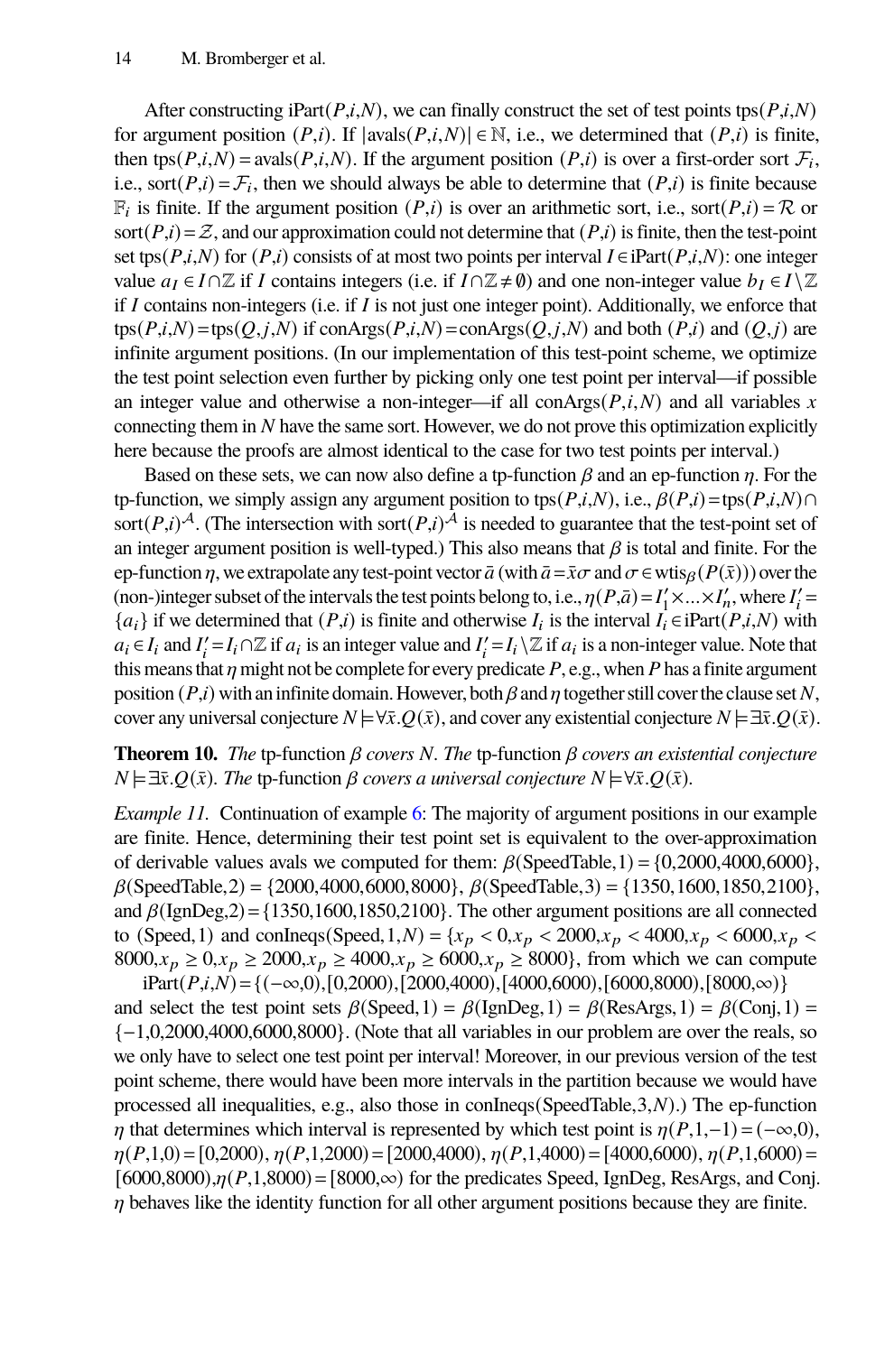After constructing $\text{iPart}(P,i,N)$, we can finally construct the set of test points $\text{tps}(P,i,N)$ for argument position $(P,i)$. If $|\text{avals}(P,i,N)| \in \mathbb{N}$, i.e., we determined that $(P,i)$ is finite, then $\text{tps}(P,i,N) = \text{avals}(P,i,N)$. If the argument position $(P,i)$ is over a first-order sort $\mathcal{F}_i$, i.e., $\text{sort}(P,i) = \mathcal{F}_i$, then we should always be able to determine that $(P,i)$ is finite because $\mathbb{F}_i$ is finite. If the argument position $(P,i)$ is over an arithmetic sort, i.e., $\text{sort}(P,i) = \mathcal{R}$ or $\text{sort}(P,i) = \mathcal{Z}$, and our approximation could not determine that $(P,i)$ is finite, then the test-point set $\text{tps}(P,i,N)$ for $(P,i)$ consists of at most two points per interval $I \in \text{iPart}(P,i,N)$: one integer value $a_I \in I \cap \mathbb{Z}$ if $I$ contains integers (i.e. if $I \cap \mathbb{Z} \neq \emptyset$) and one non-integer value $b_I \in I \setminus \mathbb{Z}$ if $I$ contains non-integers (i.e. if $I$ is not just one integer point). Additionally, we enforce that $\text{tps}(P,i,N) = \text{tps}(Q,j,N)$ if $\text{conArgs}(P,i,N) = \text{conArgs}(Q,j,N)$ and both $(P,i)$ and $(Q,j)$ are infinite argument positions. (In our implementation of this test-point scheme, we optimize the test point selection even further by picking only one test point per interval—if possible an integer value and otherwise a non-integer—if all $\text{conArgs}(P,i,N)$ and all variables $x$ connecting them in $N$ have the same sort. However, we do not prove this optimization explicitly here because the proofs are almost identical to the case for two test points per interval.)

Based on these sets, we can now also define a tp-function $\beta$ and an ep-function $\eta$. For the tp-function, we simply assign any argument position to $\text{tps}(P,i,N)$, i.e., $\beta(P,i) = \text{tps}(P,i,N) \cap \text{sort}(P,i)^{\mathcal{A}}$. (The intersection with $\text{sort}(P,i)^{\mathcal{A}}$ is needed to guarantee that the test-point set of an integer argument position is well-typed.) This also means that $\beta$ is total and finite. For the ep-function $\eta$, we extrapolate any test-point vector $\bar{a}$ (with $\bar{a} = \bar{x}\sigma$ and $\sigma \in \text{wtis}_{\beta}(P(\bar{x}))$) over the (non-)integer subset of the intervals the test points belong to, i.e., $\eta(P,\bar{a}) = I'_1 \times \ldots \times I'_n$, where $I'_i = \{a_i\}$ if we determined that $(P,i)$ is finite and otherwise $I_i$ is the interval $I_i \in \text{iPart}(P,i,N)$ with $a_i \in I_i$ and $I'_i = I_i \cap \mathbb{Z}$ if $a_i$ is an integer value and $I'_i = I_i \setminus \mathbb{Z}$ if $a_i$ is a non-integer value. Note that this means that $\eta$ might not be complete for every predicate $P$, e.g., when $P$ has a finite argument position $(P,i)$ with an infinite domain. However, both $\beta$ and $\eta$ together still cover the clause set $N$, cover any universal conjecture $N \models \forall \bar{x}.Q(\bar{x})$, and cover any existential conjecture $N \models \exists \bar{x}.Q(\bar{x})$.

**Theorem 10.** *The* tp-function $\beta$ *covers* $N$. *The* tp-function $\beta$ *covers an existential conjecture* $N \models \exists \bar{x}.Q(\bar{x})$. *The* tp-function $\beta$ *covers a universal conjecture* $N \models \forall \bar{x}.Q(\bar{x})$.

*Example 11.* Continuation of example 6: The majority of argument positions in our example are finite. Hence, determining their test point set is equivalent to the over-approximation of derivable values avals we computed for them: $\beta(\text{SpeedTable},1) = \{0,2000,4000,6000\}$, $\beta(\text{SpeedTable},2) = \{2000,4000,6000,8000\}$, $\beta(\text{SpeedTable},3) = \{1350,1600,1850,2100\}$, and $\beta(\text{IgnDeg},2) = \{1350,1600,1850,2100\}$. The other argument positions are all connected to $(\text{Speed},1)$ and $\text{conIneqs}(\text{Speed},1,N) = \{x_p < 0, x_p < 2000, x_p < 4000, x_p < 6000, x_p < 8000, x_p \geq 0, x_p \geq 2000, x_p \geq 4000, x_p \geq 6000, x_p \geq 8000\}$, from which we can compute

$$\text{iPart}(P,i,N) = \{(-\infty,0),[0,2000),[2000,4000),[4000,6000),[6000,8000),[8000,\infty)\}$$

and select the test point sets $\beta(\text{Speed},1) = \beta(\text{IgnDeg},1) = \beta(\text{ResArgs},1) = \beta(\text{Conj},1) = \{-1,0,2000,4000,6000,8000\}$. (Note that all variables in our problem are over the reals, so we only have to select one test point per interval! Moreover, in our previous version of the test point scheme, there would have been more intervals in the partition because we would have processed all inequalities, e.g., also those in $\text{conIneqs}(\text{SpeedTable},3,N)$.) The ep-function $\eta$ that determines which interval is represented by which test point is $\eta(P,1,-1) = (-\infty,0)$, $\eta(P,1,0) = [0,2000)$, $\eta(P,1,2000) = [2000,4000)$, $\eta(P,1,4000) = [4000,6000)$, $\eta(P,1,6000) = [6000,8000)$, $\eta(P,1,8000) = [8000,\infty)$ for the predicates Speed, IgnDeg, ResArgs, and Conj. $\eta$ behaves like the identity function for all other argument positions because they are finite.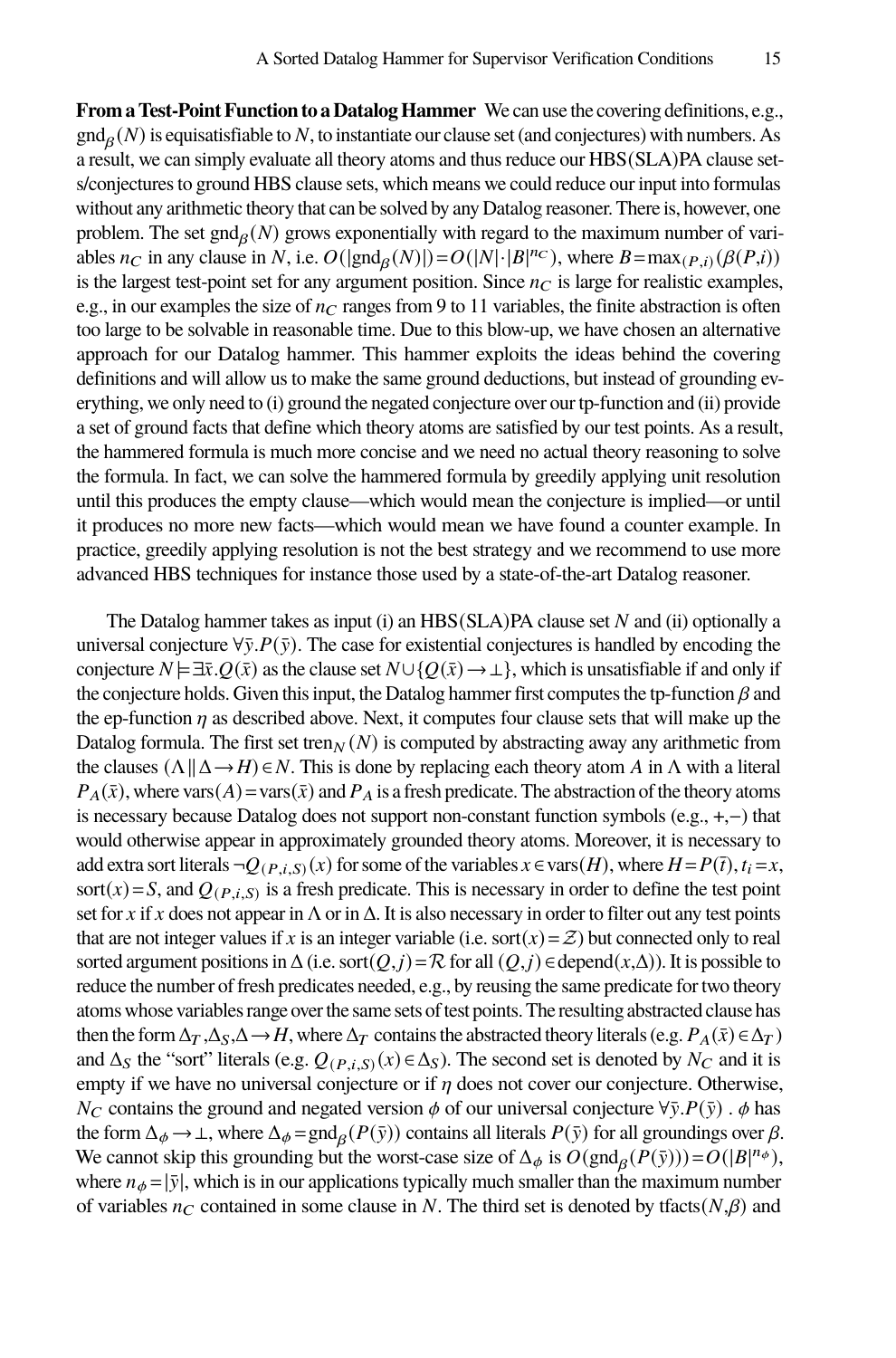**From a Test-Point Function to a Datalog Hammer** We can use the covering definitions, e.g., $\text{gnd}_\beta(N)$ is equisatisfiable to $N$, to instantiate our clause set (and conjectures) with numbers. As a result, we can simply evaluate all theory atoms and thus reduce our HBS(SLA)PA clause sets/conjectures to ground HBS clause sets, which means we could reduce our input into formulas without any arithmetic theory that can be solved by any Datalog reasoner. There is, however, one problem. The set $\text{gnd}_\beta(N)$ grows exponentially with regard to the maximum number of variables $n_C$ in any clause in $N$, i.e. $O(|\text{gnd}_\beta(N)|) = O(|N| \cdot |B|^{n_C})$, where $B = \max_{(P,i)}(\beta(P,i))$ is the largest test-point set for any argument position. Since $n_C$ is large for realistic examples, e.g., in our examples the size of $n_C$ ranges from 9 to 11 variables, the finite abstraction is often too large to be solvable in reasonable time. Due to this blow-up, we have chosen an alternative approach for our Datalog hammer. This hammer exploits the ideas behind the covering definitions and will allow us to make the same ground deductions, but instead of grounding everything, we only need to (i) ground the negated conjecture over our tp-function and (ii) provide a set of ground facts that define which theory atoms are satisfied by our test points. As a result, the hammered formula is much more concise and we need no actual theory reasoning to solve the formula. In fact, we can solve the hammered formula by greedily applying unit resolution until this produces the empty clause—which would mean the conjecture is implied—or until it produces no more new facts—which would mean we have found a counter example. In practice, greedily applying resolution is not the best strategy and we recommend to use more advanced HBS techniques for instance those used by a state-of-the-art Datalog reasoner.

The Datalog hammer takes as input (i) an HBS(SLA)PA clause set $N$ and (ii) optionally a universal conjecture $\forall \bar{y}.P(\bar{y})$. The case for existential conjectures is handled by encoding the conjecture $N \models \exists \bar{x}.Q(\bar{x})$ as the clause set $N \cup \{Q(\bar{x}) \rightarrow \bot\}$, which is unsatisfiable if and only if the conjecture holds. Given this input, the Datalog hammer first computes the tp-function $\beta$ and the ep-function $\eta$ as described above. Next, it computes four clause sets that will make up the Datalog formula. The first set $\text{tren}_N(N)$ is computed by abstracting away any arithmetic from the clauses $(\Lambda \parallel \Delta \rightarrow H) \in N$. This is done by replacing each theory atom $A$ in $\Lambda$ with a literal $P_A(\bar{x})$, where $\text{vars}(A) = \text{vars}(\bar{x})$ and $P_A$ is a fresh predicate. The abstraction of the theory atoms is necessary because Datalog does not support non-constant function symbols (e.g., $+,-$) that would otherwise appear in approximately grounded theory atoms. Moreover, it is necessary to add extra sort literals $\neg Q_{(P,i,S)}(x)$ for some of the variables $x \in \text{vars}(H)$, where $H = P(\bar{t})$, $t_i = x$, $\text{sort}(x) = S$, and $Q_{(P,i,S)}$ is a fresh predicate. This is necessary in order to define the test point set for $x$ if $x$ does not appear in $\Lambda$ or in $\Delta$. It is also necessary in order to filter out any test points that are not integer values if $x$ is an integer variable (i.e. $\text{sort}(x) = \mathcal{Z}$) but connected only to real sorted argument positions in $\Delta$ (i.e. $\text{sort}(Q,j) = \mathcal{R}$ for all $(Q,j) \in \text{depend}(x,\Delta)$). It is possible to reduce the number of fresh predicates needed, e.g., by reusing the same predicate for two theory atoms whose variables range over the same sets of test points. The resulting abstracted clause has then the form $\Delta_T, \Delta_S, \Delta \rightarrow H$, where $\Delta_T$ contains the abstracted theory literals (e.g. $P_A(\bar{x}) \in \Delta_T$) and $\Delta_S$ the "sort" literals (e.g. $Q_{(P,i,S)}(x) \in \Delta_S$). The second set is denoted by $N_C$ and it is empty if we have no universal conjecture or if $\eta$ does not cover our conjecture. Otherwise, $N_C$ contains the ground and negated version $\phi$ of our universal conjecture $\forall \bar{y}.P(\bar{y})$ . $\phi$ has the form $\Delta_\phi \rightarrow \bot$, where $\Delta_\phi = \text{gnd}_\beta(P(\bar{y}))$ contains all literals $P(\bar{y})$ for all groundings over $\beta$. We cannot skip this grounding but the worst-case size of $\Delta_\phi$ is $O(\text{gnd}_\beta(P(\bar{y}))) = O(|B|^{n_\phi})$, where $n_\phi = |\bar{y}|$, which is in our applications typically much smaller than the maximum number of variables $n_C$ contained in some clause in $N$. The third set is denoted by $\text{tfacts}(N,\beta)$ and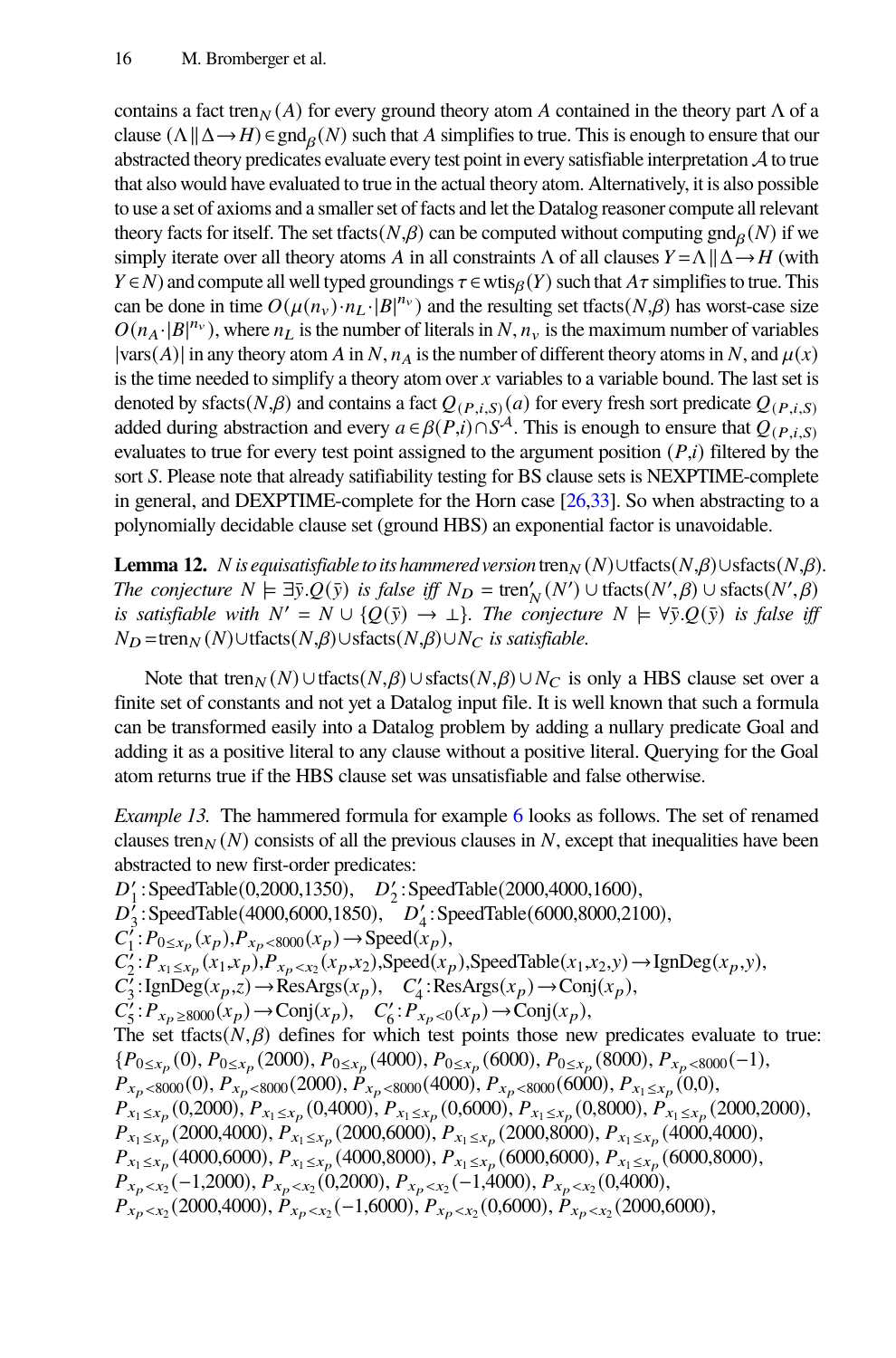contains a fact $\text{tren}_N(A)$ for every ground theory atom $A$ contained in the theory part $\Lambda$ of a clause $(\Lambda \| \Delta \rightarrow H) \in \text{gnd}_\beta(N)$ such that $A$ simplifies to true. This is enough to ensure that our abstracted theory predicates evaluate every test point in every satisfiable interpretation $\mathcal{A}$ to true that also would have evaluated to true in the actual theory atom. Alternatively, it is also possible to use a set of axioms and a smaller set of facts and let the Datalog reasoner compute all relevant theory facts for itself. The set $\text{tfacts}(N,\beta)$ can be computed without computing $\text{gnd}_\beta(N)$ if we simply iterate over all theory atoms $A$ in all constraints $\Lambda$ of all clauses $Y = \Lambda \| \Delta \rightarrow H$ (with $Y \in N$) and compute all well typed groundings $\tau \in \text{wtis}_\beta(Y)$ such that $A\tau$ simplifies to true. This can be done in time $O(\mu(n_v) \cdot n_L \cdot |B|^{n_v})$ and the resulting set $\text{tfacts}(N,\beta)$ has worst-case size $O(n_A \cdot |B|^{n_v})$, where $n_L$ is the number of literals in $N$, $n_v$ is the maximum number of variables $|\text{vars}(A)|$ in any theory atom $A$ in $N$, $n_A$ is the number of different theory atoms in $N$, and $\mu(x)$ is the time needed to simplify a theory atom over $x$ variables to a variable bound. The last set is denoted by $\text{sfacts}(N,\beta)$ and contains a fact $Q_{(P,i,S)}(a)$ for every fresh sort predicate $Q_{(P,i,S)}$ added during abstraction and every $a \in \beta(P,i) \cap S^{\mathcal{A}}$. This is enough to ensure that $Q_{(P,i,S)}$ evaluates to true for every test point assigned to the argument position $(P,i)$ filtered by the sort $S$. Please note that already satifiability testing for BS clause sets is NEXPTIME-complete in general, and DEXPTIME-complete for the Horn case [26,33]. So when abstracting to a polynomially decidable clause set (ground HBS) an exponential factor is unavoidable.

**Lemma 12.** *$N$ is equisatisfiable to its hammered version* $\text{tren}_N(N) \cup \text{tfacts}(N,\beta) \cup \text{sfacts}(N,\beta)$. *The conjecture* $N \models \exists \bar{y}.Q(\bar{y})$ *is false iff* $N_D = \text{tren}'_N(N') \cup \text{tfacts}(N',\beta) \cup \text{sfacts}(N',\beta)$ *is satisfiable with* $N' = N \cup \{Q(\bar{y}) \rightarrow \bot\}$. *The conjecture* $N \models \forall \bar{y}.Q(\bar{y})$ *is false iff* $N_D = \text{tren}_N(N) \cup \text{tfacts}(N,\beta) \cup \text{sfacts}(N,\beta) \cup N_C$ *is satisfiable.*

Note that $\text{tren}_N(N) \cup \text{tfacts}(N,\beta) \cup \text{sfacts}(N,\beta) \cup N_C$ is only a HBS clause set over a finite set of constants and not yet a Datalog input file. It is well known that such a formula can be transformed easily into a Datalog problem by adding a nullary predicate Goal and adding it as a positive literal to any clause without a positive literal. Querying for the Goal atom returns true if the HBS clause set was unsatisfiable and false otherwise.

*Example 13.* The hammered formula for example 6 looks as follows. The set of renamed clauses $\text{tren}_N(N)$ consists of all the previous clauses in $N$, except that inequalities have been abstracted to new first-order predicates:
$D'_1$: SpeedTable(0,2000,1350), $D'_2$: SpeedTable(2000,4000,1600),
$D'_3$: SpeedTable(4000,6000,1850), $D'_4$: SpeedTable(6000,8000,2100),
$C'_1$: $P_{0 \le x_p}(x_p), P_{x_p < 8000}(x_p) \rightarrow \text{Speed}(x_p)$,
$C'_2$: $P_{x_1 \le x_p}(x_1,x_p), P_{x_p < x_2}(x_p,x_2), \text{Speed}(x_p), \text{SpeedTable}(x_1,x_2,y) \rightarrow \text{IgnDeg}(x_p,y)$,
$C'_3$: $\text{IgnDeg}(x_p,z) \rightarrow \text{ResArgs}(x_p)$, $C'_4$: $\text{ResArgs}(x_p) \rightarrow \text{Conj}(x_p)$,
$C'_5$: $P_{x_p \ge 8000}(x_p) \rightarrow \text{Conj}(x_p)$, $C'_6$: $P_{x_p < 0}(x_p) \rightarrow \text{Conj}(x_p)$,
The set $\text{tfacts}(N,\beta)$ defines for which test points those new predicates evaluate to true: $\{P_{0 \le x_p}(0)$, $P_{0 \le x_p}(2000)$, $P_{0 \le x_p}(4000)$, $P_{0 \le x_p}(6000)$, $P_{0 \le x_p}(8000)$, $P_{x_p < 8000}(-1)$, $P_{x_p < 8000}(0)$, $P_{x_p < 8000}(2000)$, $P_{x_p < 8000}(4000)$, $P_{x_p < 8000}(6000)$, $P_{x_1 \le x_p}(0,0)$, $P_{x_1 \le x_p}(0,2000)$, $P_{x_1 \le x_p}(0,4000)$, $P_{x_1 \le x_p}(0,6000)$, $P_{x_1 \le x_p}(0,8000)$, $P_{x_1 \le x_p}(2000,2000)$, $P_{x_1 \le x_p}(2000,4000)$, $P_{x_1 \le x_p}(2000,6000)$, $P_{x_1 \le x_p}(2000,8000)$, $P_{x_1 \le x_p}(4000,4000)$, $P_{x_1 \le x_p}(4000,6000)$, $P_{x_1 \le x_p}(4000,8000)$, $P_{x_1 \le x_p}(6000,6000)$, $P_{x_1 \le x_p}(6000,8000)$, $P_{x_p < x_2}(-1,2000)$, $P_{x_p < x_2}(0,2000)$, $P_{x_p < x_2}(-1,4000)$, $P_{x_p < x_2}(0,4000)$, $P_{x_p < x_2}(2000,4000)$, $P_{x_p < x_2}(-1,6000)$, $P_{x_p < x_2}(0,6000)$, $P_{x_p < x_2}(2000,6000)$,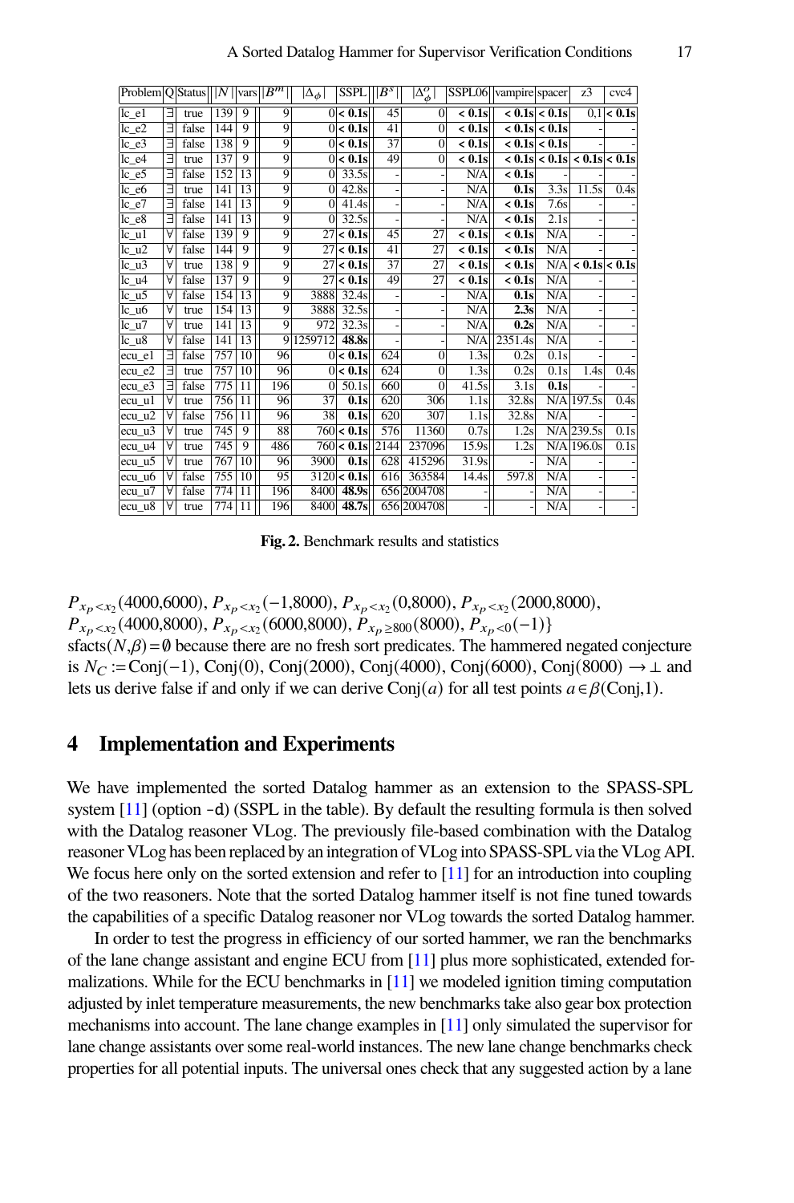| Problem | Q | Status | $\|N\|$ | vars | $\|B^m\|$ | $\|\Delta_\phi\|$ | SSPL | $\|B^s\|$ | $\|\Delta_\phi^o\|$ | SSPL06 | vampire | spacer | z3 | cvc4 |
|---|---|---|---|---|---|---|---|---|---|---|---|---|---|---|
| lc_e1 | ∃ | true | 139 | 9 | 9 | 0 | **< 0.1s** | 45 | 0 | **< 0.1s** | **< 0.1s** | **< 0.1s** | 0,1 | **< 0.1s** |
| lc_e2 | ∃ | false | 144 | 9 | 9 | 0 | **< 0.1s** | 41 | 0 | **< 0.1s** | **< 0.1s** | **< 0.1s** | - | - |
| lc_e3 | ∃ | false | 138 | 9 | 9 | 0 | **< 0.1s** | 37 | 0 | **< 0.1s** | **< 0.1s** | **< 0.1s** | - | - |
| lc_e4 | ∃ | true | 137 | 9 | 9 | 0 | **< 0.1s** | 49 | 0 | **< 0.1s** | **< 0.1s** | **< 0.1s** | **< 0.1s** | **< 0.1s** |
| lc_e5 | ∃ | false | 152 | 13 | 9 | 0 | 33.5s | - | - | N/A | **< 0.1s** | - | - | - |
| lc_e6 | ∃ | true | 141 | 13 | 9 | 0 | 42.8s | - | - | N/A | **0.1s** | 3.3s | 11.5s | 0.4s |
| lc_e7 | ∃ | false | 141 | 13 | 9 | 0 | 41.4s | - | - | N/A | **< 0.1s** | 7.6s | - | - |
| lc_e8 | ∃ | false | 141 | 13 | 9 | 0 | 32.5s | - | - | N/A | **< 0.1s** | 2.1s | - | - |
| lc_u1 | ∀ | false | 139 | 9 | 9 | 27 | **< 0.1s** | 45 | 27 | **< 0.1s** | **< 0.1s** | N/A | - | - |
| lc_u2 | ∀ | false | 144 | 9 | 9 | 27 | **< 0.1s** | 41 | 27 | **< 0.1s** | **< 0.1s** | N/A | - | - |
| lc_u3 | ∀ | true | 138 | 9 | 9 | 27 | **< 0.1s** | 37 | 27 | **< 0.1s** | **< 0.1s** | N/A | **< 0.1s** | **< 0.1s** |
| lc_u4 | ∀ | false | 137 | 9 | 9 | 27 | **< 0.1s** | 49 | 27 | **< 0.1s** | **< 0.1s** | N/A | - | - |
| lc_u5 | ∀ | false | 154 | 13 | 9 | 3888 | 32.4s | - | - | N/A | **0.1s** | N/A | - | - |
| lc_u6 | ∀ | true | 154 | 13 | 9 | 3888 | 32.5s | - | - | N/A | **2.3s** | N/A | - | - |
| lc_u7 | ∀ | true | 141 | 13 | 9 | 972 | 32.3s | - | - | N/A | **0.2s** | N/A | - | - |
| lc_u8 | ∀ | false | 141 | 13 | 9 | 1259712 | **48.8s** | - | - | N/A | 2351.4s | N/A | - | - |
| ecu_e1 | ∃ | false | 757 | 10 | 96 | 0 | **< 0.1s** | 624 | 0 | 1.3s | 0.2s | 0.1s | - | - |
| ecu_e2 | ∃ | true | 757 | 10 | 96 | 0 | **< 0.1s** | 624 | 0 | 1.3s | 0.2s | 0.1s | 1.4s | 0.4s |
| ecu_e3 | ∃ | false | 775 | 11 | 196 | 0 | 50.1s | 660 | 0 | 41.5s | 3.1s | **0.1s** | - | - |
| ecu_u1 | ∀ | true | 756 | 11 | 96 | 37 | **0.1s** | 620 | 306 | 1.1s | 32.8s | N/A | 197.5s | 0.4s |
| ecu_u2 | ∀ | false | 756 | 11 | 96 | 38 | **0.1s** | 620 | 307 | 1.1s | 32.8s | N/A | - | - |
| ecu_u3 | ∀ | true | 745 | 9 | 88 | 760 | **< 0.1s** | 576 | 11360 | 0.7s | 1.2s | N/A | 239.5s | 0.1s |
| ecu_u4 | ∀ | true | 745 | 9 | 486 | 760 | **< 0.1s** | 2144 | 237096 | 15.9s | 1.2s | N/A | 196.0s | 0.1s |
| ecu_u5 | ∀ | true | 767 | 10 | 96 | 3900 | **0.1s** | 628 | 415296 | 31.9s | - | N/A | - | - |
| ecu_u6 | ∀ | false | 755 | 10 | 95 | 3120 | **< 0.1s** | 616 | 363584 | 14.4s | 597.8 | N/A | - | - |
| ecu_u7 | ∀ | false | 774 | 11 | 196 | 8400 | **48.9s** | 656 | 2004708 | - | - | N/A | - | - |
| ecu_u8 | ∀ | true | 774 | 11 | 196 | 8400 | **48.7s** | 656 | 2004708 | - | - | N/A | - | - |

**Fig. 2.** Benchmark results and statistics

$P_{x_p<x_2}(4000,6000)$, $P_{x_p<x_2}(-1,8000)$, $P_{x_p<x_2}(0,8000)$, $P_{x_p<x_2}(2000,8000)$, $P_{x_p<x_2}(4000,8000)$, $P_{x_p<x_2}(6000,8000)$, $P_{x_p\geq 800}(8000)$, $P_{x_p<0}(-1)\}$
sfacts$(N,\beta)=\emptyset$ because there are no fresh sort predicates. The hammered negated conjecture is $N_C :=$ Conj$(-1)$, Conj$(0)$, Conj$(2000)$, Conj$(4000)$, Conj$(6000)$, Conj$(8000) \rightarrow \bot$ and lets us derive false if and only if we can derive Conj$(a)$ for all test points $a \in \beta($Conj$,1)$.

## 4 Implementation and Experiments

We have implemented the sorted Datalog hammer as an extension to the SPASS-SPL system [11] (option -d) (SSPL in the table). By default the resulting formula is then solved with the Datalog reasoner VLog. The previously file-based combination with the Datalog reasoner VLog has been replaced by an integration of VLog into SPASS-SPL via the VLog API. We focus here only on the sorted extension and refer to [11] for an introduction into coupling of the two reasoners. Note that the sorted Datalog hammer itself is not fine tuned towards the capabilities of a specific Datalog reasoner nor VLog towards the sorted Datalog hammer.

In order to test the progress in efficiency of our sorted hammer, we ran the benchmarks of the lane change assistant and engine ECU from [11] plus more sophisticated, extended formalizations. While for the ECU benchmarks in [11] we modeled ignition timing computation adjusted by inlet temperature measurements, the new benchmarks take also gear box protection mechanisms into account. The lane change examples in [11] only simulated the supervisor for lane change assistants over some real-world instances. The new lane change benchmarks check properties for all potential inputs. The universal ones check that any suggested action by a lane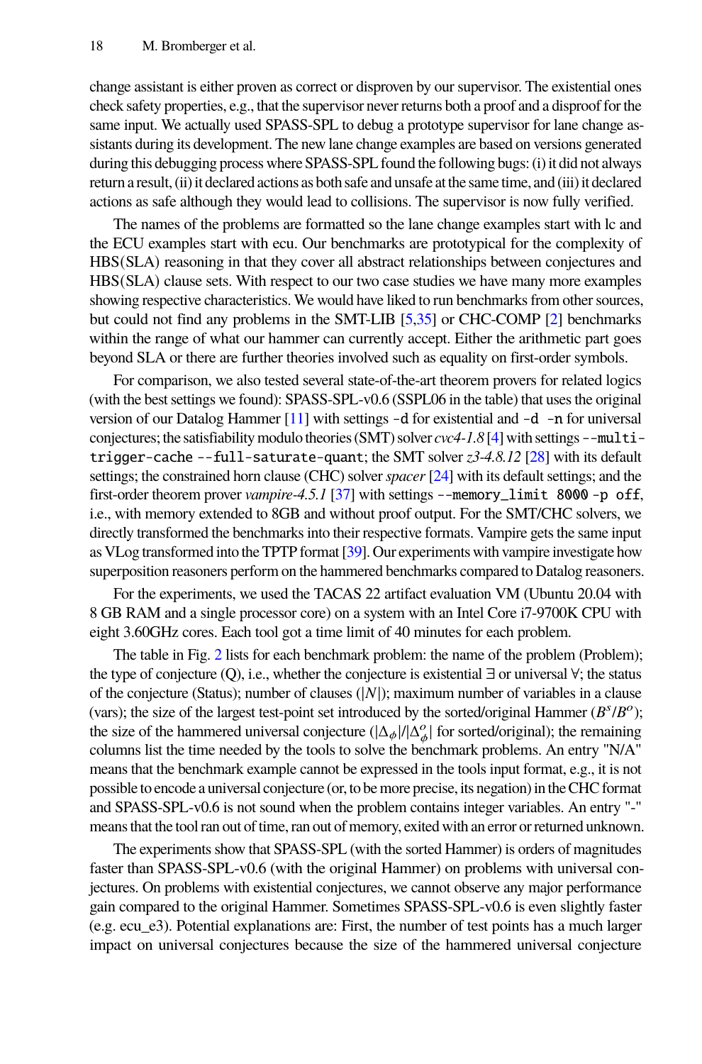change assistant is either proven as correct or disproven by our supervisor. The existential ones check safety properties, e.g., that the supervisor never returns both a proof and a disproof for the same input. We actually used SPASS-SPL to debug a prototype supervisor for lane change assistants during its development. The new lane change examples are based on versions generated during this debugging process where SPASS-SPL found the following bugs: (i) it did not always return a result, (ii) it declared actions as both safe and unsafe at the same time, and (iii) it declared actions as safe although they would lead to collisions. The supervisor is now fully verified.

The names of the problems are formatted so the lane change examples start with lc and the ECU examples start with ecu. Our benchmarks are prototypical for the complexity of HBS(SLA) reasoning in that they cover all abstract relationships between conjectures and HBS(SLA) clause sets. With respect to our two case studies we have many more examples showing respective characteristics. We would have liked to run benchmarks from other sources, but could not find any problems in the SMT-LIB [5,35] or CHC-COMP [2] benchmarks within the range of what our hammer can currently accept. Either the arithmetic part goes beyond SLA or there are further theories involved such as equality on first-order symbols.

For comparison, we also tested several state-of-the-art theorem provers for related logics (with the best settings we found): SPASS-SPL-v0.6 (SSPL06 in the table) that uses the original version of our Datalog Hammer [11] with settings `-d` for existential and `-d -n` for universal conjectures; the satisfiability modulo theories (SMT) solver *cvc4-1.8* [4] with settings `--multi-trigger-cache --full-saturate-quant`; the SMT solver *z3-4.8.12* [28] with its default settings; the constrained horn clause (CHC) solver *spacer* [24] with its default settings; and the first-order theorem prover *vampire-4.5.1* [37] with settings `--memory_limit 8000 -p off`, i.e., with memory extended to 8GB and without proof output. For the SMT/CHC solvers, we directly transformed the benchmarks into their respective formats. Vampire gets the same input as VLog transformed into the TPTP format [39]. Our experiments with vampire investigate how superposition reasoners perform on the hammered benchmarks compared to Datalog reasoners.

For the experiments, we used the TACAS 22 artifact evaluation VM (Ubuntu 20.04 with 8 GB RAM and a single processor core) on a system with an Intel Core i7-9700K CPU with eight 3.60GHz cores. Each tool got a time limit of 40 minutes for each problem.

The table in Fig. 2 lists for each benchmark problem: the name of the problem (Problem); the type of conjecture (Q), i.e., whether the conjecture is existential $\exists$ or universal $\forall$; the status of the conjecture (Status); number of clauses ($|N|$); maximum number of variables in a clause (vars); the size of the largest test-point set introduced by the sorted/original Hammer ($B^s/B^o$); the size of the hammered universal conjecture ($|\Delta_\phi|/|\Delta_\phi^o|$ for sorted/original); the remaining columns list the time needed by the tools to solve the benchmark problems. An entry "N/A" means that the benchmark example cannot be expressed in the tools input format, e.g., it is not possible to encode a universal conjecture (or, to be more precise, its negation) in the CHC format and SPASS-SPL-v0.6 is not sound when the problem contains integer variables. An entry "-" means that the tool ran out of time, ran out of memory, exited with an error or returned unknown.

The experiments show that SPASS-SPL (with the sorted Hammer) is orders of magnitudes faster than SPASS-SPL-v0.6 (with the original Hammer) on problems with universal conjectures. On problems with existential conjectures, we cannot observe any major performance gain compared to the original Hammer. Sometimes SPASS-SPL-v0.6 is even slightly faster (e.g. ecu_e3). Potential explanations are: First, the number of test points has a much larger impact on universal conjectures because the size of the hammered universal conjecture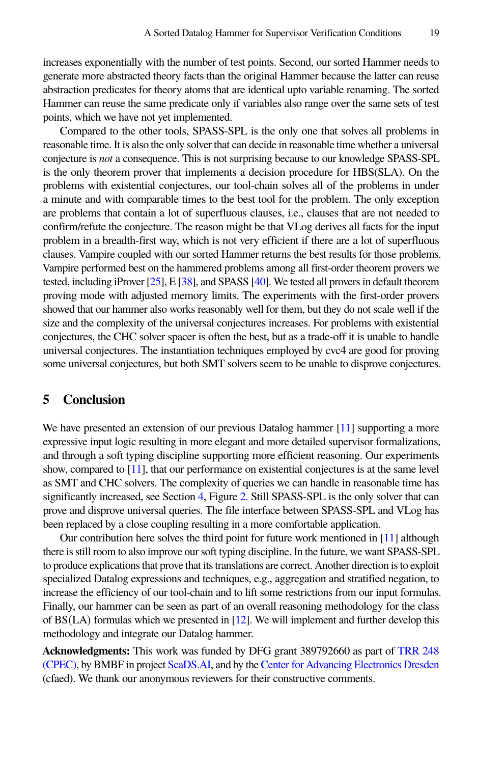increases exponentially with the number of test points. Second, our sorted Hammer needs to generate more abstracted theory facts than the original Hammer because the latter can reuse abstraction predicates for theory atoms that are identical upto variable renaming. The sorted Hammer can reuse the same predicate only if variables also range over the same sets of test points, which we have not yet implemented.

Compared to the other tools, SPASS-SPL is the only one that solves all problems in reasonable time. It is also the only solver that can decide in reasonable time whether a universal conjecture is *not* a consequence. This is not surprising because to our knowledge SPASS-SPL is the only theorem prover that implements a decision procedure for HBS(SLA). On the problems with existential conjectures, our tool-chain solves all of the problems in under a minute and with comparable times to the best tool for the problem. The only exception are problems that contain a lot of superfluous clauses, i.e., clauses that are not needed to confirm/refute the conjecture. The reason might be that VLog derives all facts for the input problem in a breadth-first way, which is not very efficient if there are a lot of superfluous clauses. Vampire coupled with our sorted Hammer returns the best results for those problems. Vampire performed best on the hammered problems among all first-order theorem provers we tested, including iProver [25], E [38], and SPASS [40]. We tested all provers in default theorem proving mode with adjusted memory limits. The experiments with the first-order provers showed that our hammer also works reasonably well for them, but they do not scale well if the size and the complexity of the universal conjectures increases. For problems with existential conjectures, the CHC solver spacer is often the best, but as a trade-off it is unable to handle universal conjectures. The instantiation techniques employed by cvc4 are good for proving some universal conjectures, but both SMT solvers seem to be unable to disprove conjectures.

## 5 Conclusion

We have presented an extension of our previous Datalog hammer [11] supporting a more expressive input logic resulting in more elegant and more detailed supervisor formalizations, and through a soft typing discipline supporting more efficient reasoning. Our experiments show, compared to [11], that our performance on existential conjectures is at the same level as SMT and CHC solvers. The complexity of queries we can handle in reasonable time has significantly increased, see Section 4, Figure 2. Still SPASS-SPL is the only solver that can prove and disprove universal queries. The file interface between SPASS-SPL and VLog has been replaced by a close coupling resulting in a more comfortable application.

Our contribution here solves the third point for future work mentioned in [11] although there is still room to also improve our soft typing discipline. In the future, we want SPASS-SPL to produce explications that prove that its translations are correct. Another direction is to exploit specialized Datalog expressions and techniques, e.g., aggregation and stratified negation, to increase the efficiency of our tool-chain and to lift some restrictions from our input formulas. Finally, our hammer can be seen as part of an overall reasoning methodology for the class of BS(LA) formulas which we presented in [12]. We will implement and further develop this methodology and integrate our Datalog hammer.

**Acknowledgments:** This work was funded by DFG grant 389792660 as part of TRR 248 (CPEC), by BMBF in project ScaDS.AI, and by the Center for Advancing Electronics Dresden (cfaed). We thank our anonymous reviewers for their constructive comments.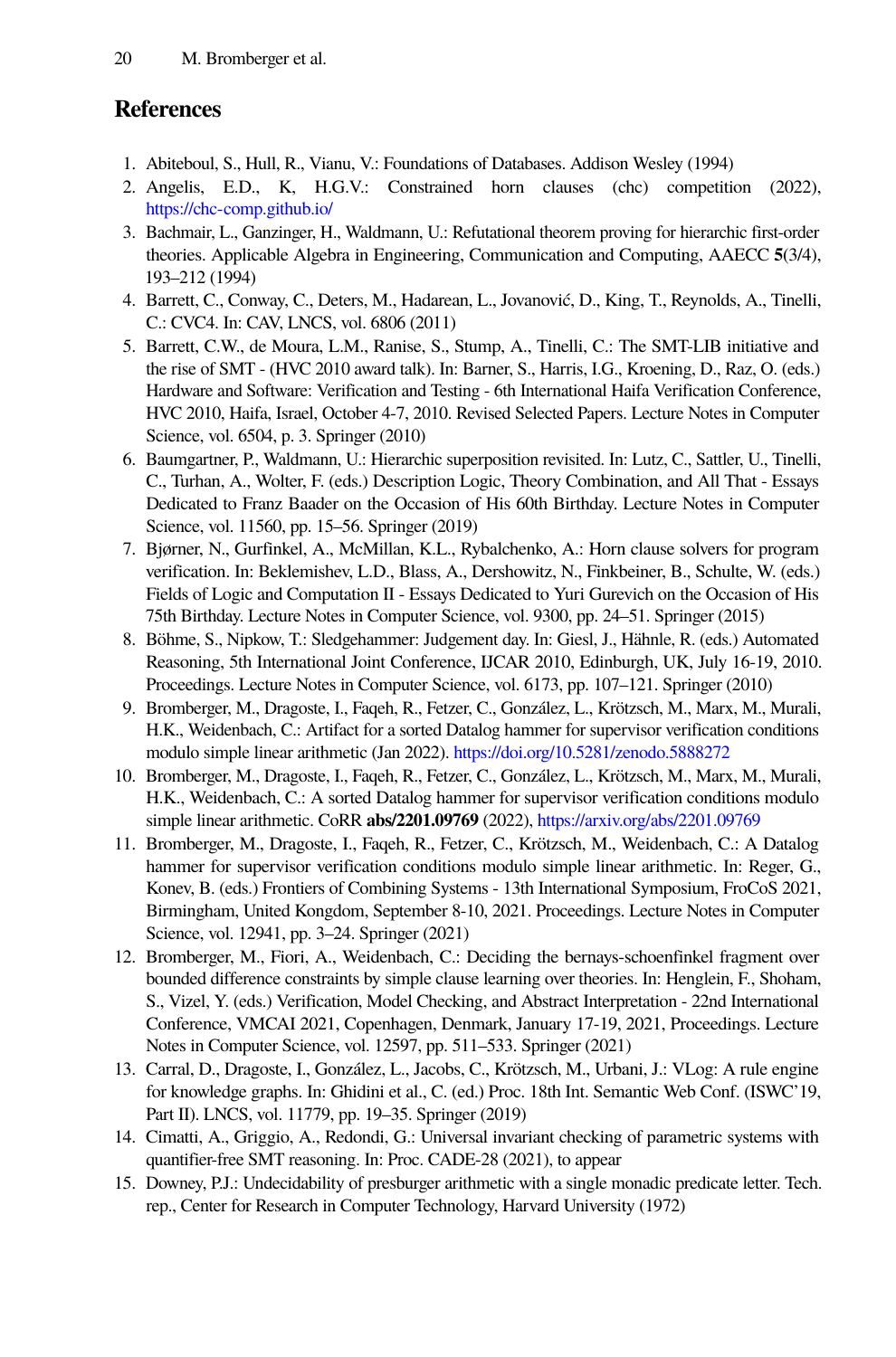## References

1. Abiteboul, S., Hull, R., Vianu, V.: Foundations of Databases. Addison Wesley (1994)
2. Angelis, E.D., K, H.G.V.: Constrained horn clauses (chc) competition (2022), https://chc-comp.github.io/
3. Bachmair, L., Ganzinger, H., Waldmann, U.: Refutational theorem proving for hierarchic first-order theories. Applicable Algebra in Engineering, Communication and Computing, AAECC **5**(3/4), 193–212 (1994)
4. Barrett, C., Conway, C., Deters, M., Hadarean, L., Jovanović, D., King, T., Reynolds, A., Tinelli, C.: CVC4. In: CAV, LNCS, vol. 6806 (2011)
5. Barrett, C.W., de Moura, L.M., Ranise, S., Stump, A., Tinelli, C.: The SMT-LIB initiative and the rise of SMT - (HVC 2010 award talk). In: Barner, S., Harris, I.G., Kroening, D., Raz, O. (eds.) Hardware and Software: Verification and Testing - 6th International Haifa Verification Conference, HVC 2010, Haifa, Israel, October 4-7, 2010. Revised Selected Papers. Lecture Notes in Computer Science, vol. 6504, p. 3. Springer (2010)
6. Baumgartner, P., Waldmann, U.: Hierarchic superposition revisited. In: Lutz, C., Sattler, U., Tinelli, C., Turhan, A., Wolter, F. (eds.) Description Logic, Theory Combination, and All That - Essays Dedicated to Franz Baader on the Occasion of His 60th Birthday. Lecture Notes in Computer Science, vol. 11560, pp. 15–56. Springer (2019)
7. Bjørner, N., Gurfinkel, A., McMillan, K.L., Rybalchenko, A.: Horn clause solvers for program verification. In: Beklemishev, L.D., Blass, A., Dershowitz, N., Finkbeiner, B., Schulte, W. (eds.) Fields of Logic and Computation II - Essays Dedicated to Yuri Gurevich on the Occasion of His 75th Birthday. Lecture Notes in Computer Science, vol. 9300, pp. 24–51. Springer (2015)
8. Böhme, S., Nipkow, T.: Sledgehammer: Judgement day. In: Giesl, J., Hähnle, R. (eds.) Automated Reasoning, 5th International Joint Conference, IJCAR 2010, Edinburgh, UK, July 16-19, 2010. Proceedings. Lecture Notes in Computer Science, vol. 6173, pp. 107–121. Springer (2010)
9. Bromberger, M., Dragoste, I., Faqeh, R., Fetzer, C., González, L., Krötzsch, M., Marx, M., Murali, H.K., Weidenbach, C.: Artifact for a sorted Datalog hammer for supervisor verification conditions modulo simple linear arithmetic (Jan 2022). https://doi.org/10.5281/zenodo.5888272
10. Bromberger, M., Dragoste, I., Faqeh, R., Fetzer, C., González, L., Krötzsch, M., Marx, M., Murali, H.K., Weidenbach, C.: A sorted Datalog hammer for supervisor verification conditions modulo simple linear arithmetic. CoRR **abs/2201.09769** (2022), https://arxiv.org/abs/2201.09769
11. Bromberger, M., Dragoste, I., Faqeh, R., Fetzer, C., Krötzsch, M., Weidenbach, C.: A Datalog hammer for supervisor verification conditions modulo simple linear arithmetic. In: Reger, G., Konev, B. (eds.) Frontiers of Combining Systems - 13th International Symposium, FroCoS 2021, Birmingham, United Kongdom, September 8-10, 2021. Proceedings. Lecture Notes in Computer Science, vol. 12941, pp. 3–24. Springer (2021)
12. Bromberger, M., Fiori, A., Weidenbach, C.: Deciding the bernays-schoenfinkel fragment over bounded difference constraints by simple clause learning over theories. In: Henglein, F., Shoham, S., Vizel, Y. (eds.) Verification, Model Checking, and Abstract Interpretation - 22nd International Conference, VMCAI 2021, Copenhagen, Denmark, January 17-19, 2021, Proceedings. Lecture Notes in Computer Science, vol. 12597, pp. 511–533. Springer (2021)
13. Carral, D., Dragoste, I., González, L., Jacobs, C., Krötzsch, M., Urbani, J.: VLog: A rule engine for knowledge graphs. In: Ghidini et al., C. (ed.) Proc. 18th Int. Semantic Web Conf. (ISWC'19, Part II). LNCS, vol. 11779, pp. 19–35. Springer (2019)
14. Cimatti, A., Griggio, A., Redondi, G.: Universal invariant checking of parametric systems with quantifier-free SMT reasoning. In: Proc. CADE-28 (2021), to appear
15. Downey, P.J.: Undecidability of presburger arithmetic with a single monadic predicate letter. Tech. rep., Center for Research in Computer Technology, Harvard University (1972)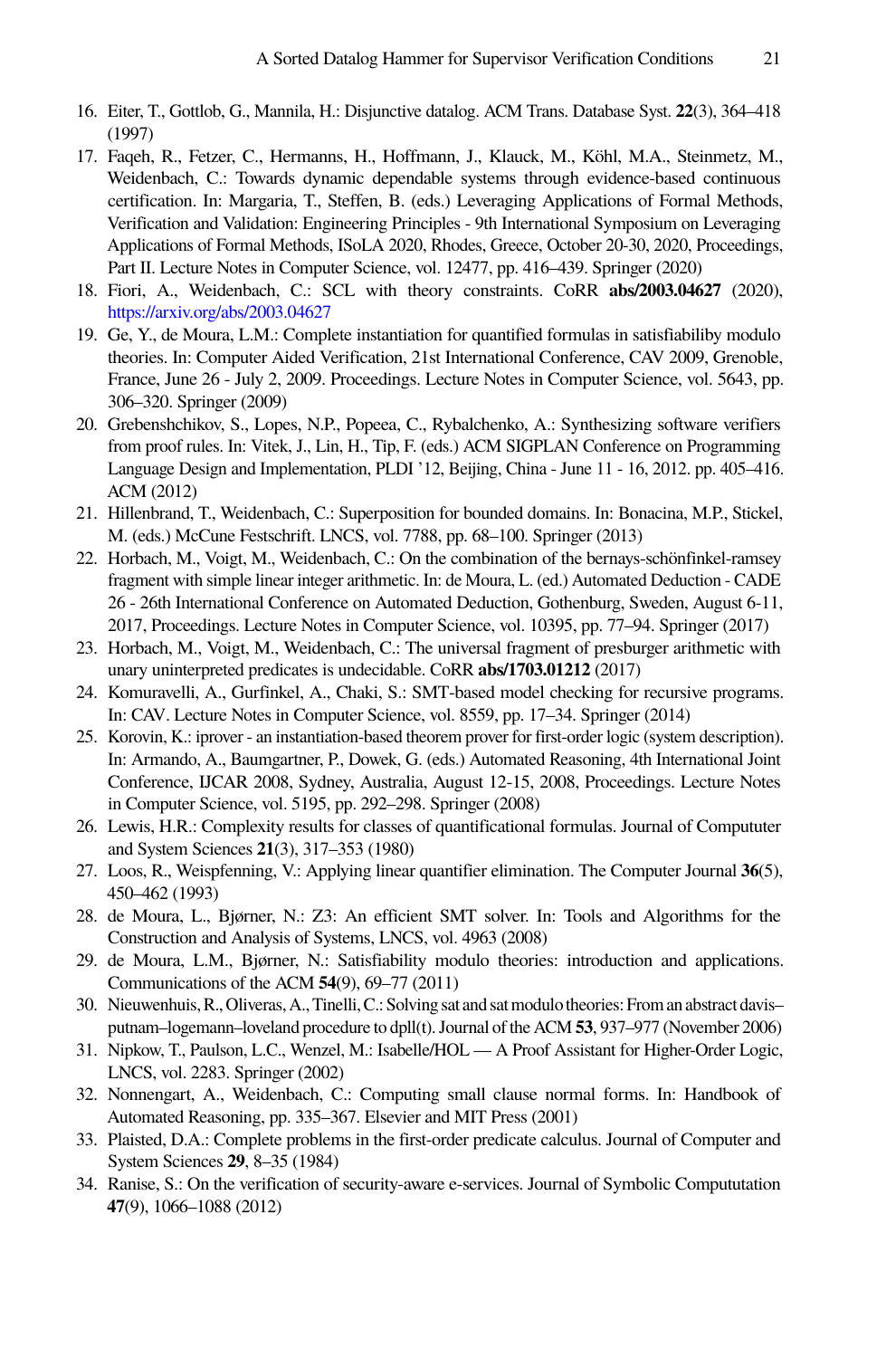16. Eiter, T., Gottlob, G., Mannila, H.: Disjunctive datalog. ACM Trans. Database Syst. **22**(3), 364–418 (1997)
17. Faqeh, R., Fetzer, C., Hermanns, H., Hoffmann, J., Klauck, M., Köhl, M.A., Steinmetz, M., Weidenbach, C.: Towards dynamic dependable systems through evidence-based continuous certification. In: Margaria, T., Steffen, B. (eds.) Leveraging Applications of Formal Methods, Verification and Validation: Engineering Principles - 9th International Symposium on Leveraging Applications of Formal Methods, ISoLA 2020, Rhodes, Greece, October 20-30, 2020, Proceedings, Part II. Lecture Notes in Computer Science, vol. 12477, pp. 416–439. Springer (2020)
18. Fiori, A., Weidenbach, C.: SCL with theory constraints. CoRR **abs/2003.04627** (2020), https://arxiv.org/abs/2003.04627
19. Ge, Y., de Moura, L.M.: Complete instantiation for quantified formulas in satisfiabiliby modulo theories. In: Computer Aided Verification, 21st International Conference, CAV 2009, Grenoble, France, June 26 - July 2, 2009. Proceedings. Lecture Notes in Computer Science, vol. 5643, pp. 306–320. Springer (2009)
20. Grebenshchikov, S., Lopes, N.P., Popeea, C., Rybalchenko, A.: Synthesizing software verifiers from proof rules. In: Vitek, J., Lin, H., Tip, F. (eds.) ACM SIGPLAN Conference on Programming Language Design and Implementation, PLDI '12, Beijing, China - June 11 - 16, 2012. pp. 405–416. ACM (2012)
21. Hillenbrand, T., Weidenbach, C.: Superposition for bounded domains. In: Bonacina, M.P., Stickel, M. (eds.) McCune Festschrift. LNCS, vol. 7788, pp. 68–100. Springer (2013)
22. Horbach, M., Voigt, M., Weidenbach, C.: On the combination of the bernays-schönfinkel-ramsey fragment with simple linear integer arithmetic. In: de Moura, L. (ed.) Automated Deduction - CADE 26 - 26th International Conference on Automated Deduction, Gothenburg, Sweden, August 6-11, 2017, Proceedings. Lecture Notes in Computer Science, vol. 10395, pp. 77–94. Springer (2017)
23. Horbach, M., Voigt, M., Weidenbach, C.: The universal fragment of presburger arithmetic with unary uninterpreted predicates is undecidable. CoRR **abs/1703.01212** (2017)
24. Komuravelli, A., Gurfinkel, A., Chaki, S.: SMT-based model checking for recursive programs. In: CAV. Lecture Notes in Computer Science, vol. 8559, pp. 17–34. Springer (2014)
25. Korovin, K.: iprover - an instantiation-based theorem prover for first-order logic (system description). In: Armando, A., Baumgartner, P., Dowek, G. (eds.) Automated Reasoning, 4th International Joint Conference, IJCAR 2008, Sydney, Australia, August 12-15, 2008, Proceedings. Lecture Notes in Computer Science, vol. 5195, pp. 292–298. Springer (2008)
26. Lewis, H.R.: Complexity results for classes of quantificational formulas. Journal of Compututer and System Sciences **21**(3), 317–353 (1980)
27. Loos, R., Weispfenning, V.: Applying linear quantifier elimination. The Computer Journal **36**(5), 450–462 (1993)
28. de Moura, L., Bjørner, N.: Z3: An efficient SMT solver. In: Tools and Algorithms for the Construction and Analysis of Systems, LNCS, vol. 4963 (2008)
29. de Moura, L.M., Bjørner, N.: Satisfiability modulo theories: introduction and applications. Communications of the ACM **54**(9), 69–77 (2011)
30. Nieuwenhuis, R., Oliveras, A., Tinelli, C.: Solving sat and sat modulo theories: From an abstract davis–putnam–logemann–loveland procedure to dpll(t). Journal of the ACM **53**, 937–977 (November 2006)
31. Nipkow, T., Paulson, L.C., Wenzel, M.: Isabelle/HOL — A Proof Assistant for Higher-Order Logic, LNCS, vol. 2283. Springer (2002)
32. Nonnengart, A., Weidenbach, C.: Computing small clause normal forms. In: Handbook of Automated Reasoning, pp. 335–367. Elsevier and MIT Press (2001)
33. Plaisted, D.A.: Complete problems in the first-order predicate calculus. Journal of Computer and System Sciences **29**, 8–35 (1984)
34. Ranise, S.: On the verification of security-aware e-services. Journal of Symbolic Compututation **47**(9), 1066–1088 (2012)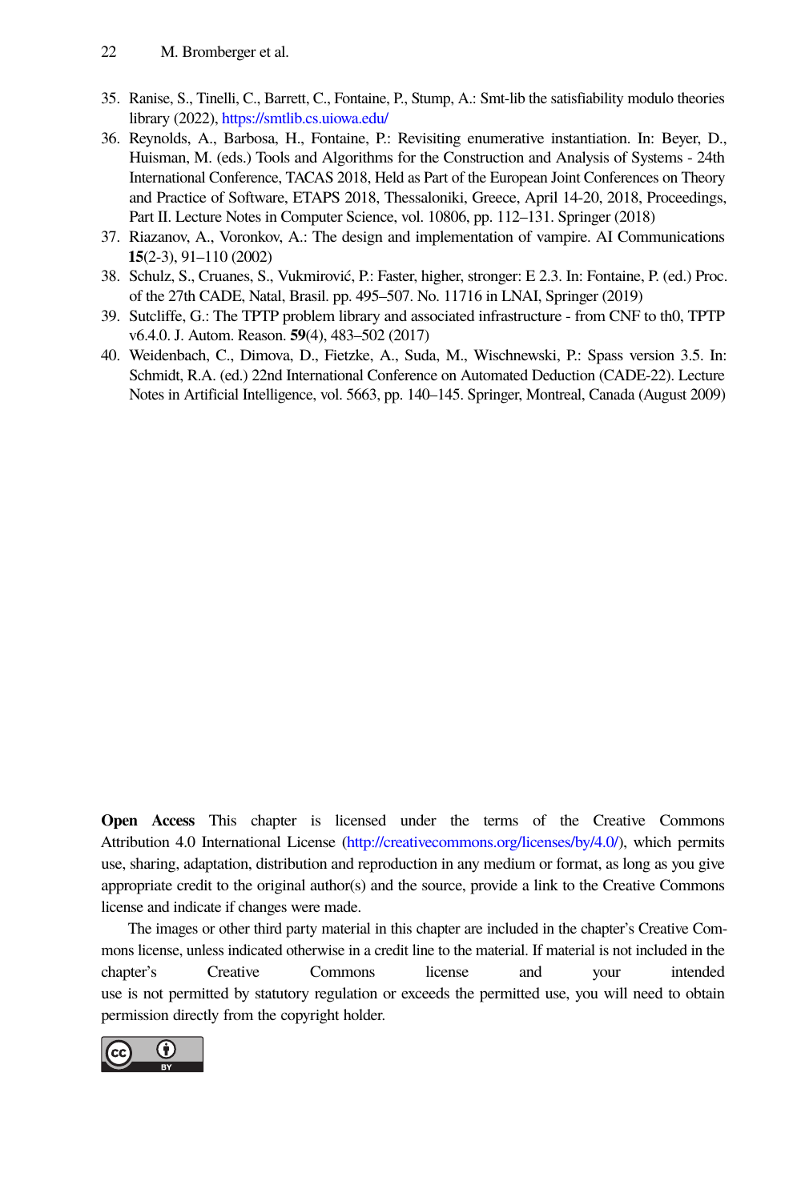35. Ranise, S., Tinelli, C., Barrett, C., Fontaine, P., Stump, A.: Smt-lib the satisfiability modulo theories library (2022), https://smtlib.cs.uiowa.edu/
36. Reynolds, A., Barbosa, H., Fontaine, P.: Revisiting enumerative instantiation. In: Beyer, D., Huisman, M. (eds.) Tools and Algorithms for the Construction and Analysis of Systems - 24th International Conference, TACAS 2018, Held as Part of the European Joint Conferences on Theory and Practice of Software, ETAPS 2018, Thessaloniki, Greece, April 14-20, 2018, Proceedings, Part II. Lecture Notes in Computer Science, vol. 10806, pp. 112–131. Springer (2018)
37. Riazanov, A., Voronkov, A.: The design and implementation of vampire. AI Communications **15**(2-3), 91–110 (2002)
38. Schulz, S., Cruanes, S., Vukmirović, P.: Faster, higher, stronger: E 2.3. In: Fontaine, P. (ed.) Proc. of the 27th CADE, Natal, Brasil. pp. 495–507. No. 11716 in LNAI, Springer (2019)
39. Sutcliffe, G.: The TPTP problem library and associated infrastructure - from CNF to th0, TPTP v6.4.0. J. Autom. Reason. **59**(4), 483–502 (2017)
40. Weidenbach, C., Dimova, D., Fietzke, A., Suda, M., Wischnewski, P.: Spass version 3.5. In: Schmidt, R.A. (ed.) 22nd International Conference on Automated Deduction (CADE-22). Lecture Notes in Artificial Intelligence, vol. 5663, pp. 140–145. Springer, Montreal, Canada (August 2009)

**Open Access** This chapter is licensed under the terms of the Creative Commons Attribution 4.0 International License (http://creativecommons.org/licenses/by/4.0/), which permits use, sharing, adaptation, distribution and reproduction in any medium or format, as long as you give appropriate credit to the original author(s) and the source, provide a link to the Creative Commons license and indicate if changes were made.

The images or other third party material in this chapter are included in the chapter's Creative Commons license, unless indicated otherwise in a credit line to the material. If material is not included in the chapter's Creative Commons license and your intended use is not permitted by statutory regulation or exceeds the permitted use, you will need to obtain permission directly from the copyright holder.